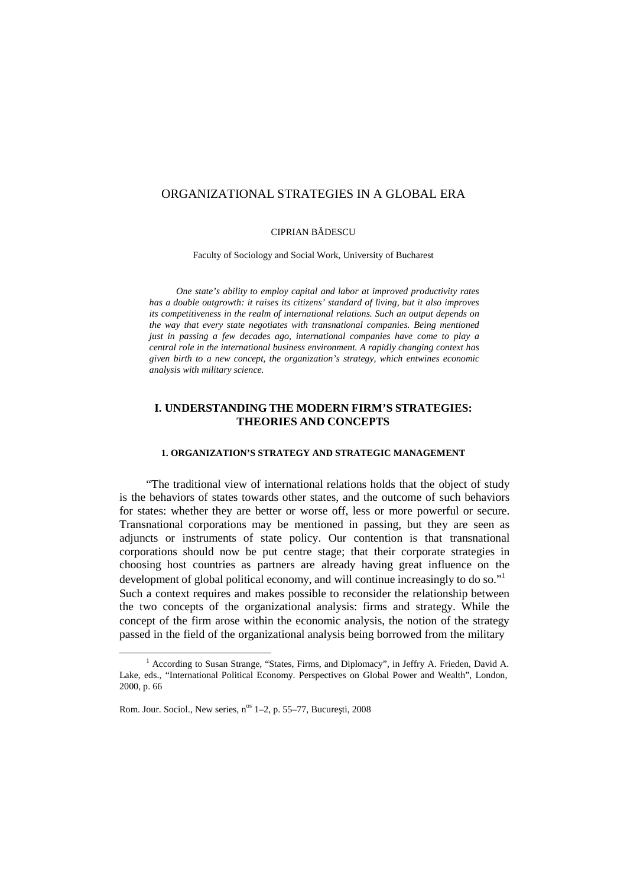# ORGANIZATIONAL STRATEGIES IN A GLOBAL ERA

CIPRIAN BĂDESCU

Faculty of Sociology and Social Work, University of Bucharest

*One state's ability to employ capital and labor at improved productivity rates has a double outgrowth: it raises its citizens' standard of living, but it also improves its competitiveness in the realm of international relations. Such an output depends on the way that every state negotiates with transnational companies. Being mentioned just in passing a few decades ago, international companies have come to play a central role in the international business environment. A rapidly changing context has given birth to a new concept, the organization's strategy, which entwines economic analysis with military science.*

## I. UNDERSTANDING THE MODERN FIRM'S STRATEGIES: THEORIES AND CONCEPTS

### 1. ORGANIZATION'S STRATEGY AND STRATEGIC MANAGEMENT

"The traditional view of international relations holds that the object of study is the behaviors of states towards other states, and the outcome of such behaviors for states: whether they are better or worse off, less or more powerful or secure. Transnational corporations may be mentioned in passing, but they are seen as adjuncts or instruments of state policy. Our contention is that transnational corporations should now be put centre stage; that their corporate strategies in choosing host countries as partners are already having great influence on the development of global political economy, and will continue increasingly to do so."[1] Such a context requires and makes possible to reconsider the relationship between the two concepts of the organizational analysis: firms and strategy. While the concept of the firm arose within the economic analysis, the notion of the strategy passed in the field of the organizational analysis being borrowed from the military

[1] According to Susan Strange, "States, Firms, and Diplomacy", in Jeffry A. Frieden, David A. Lake, eds., "International Political Economy. Perspectives on Global Power and Wealth", London, 2000, p. 66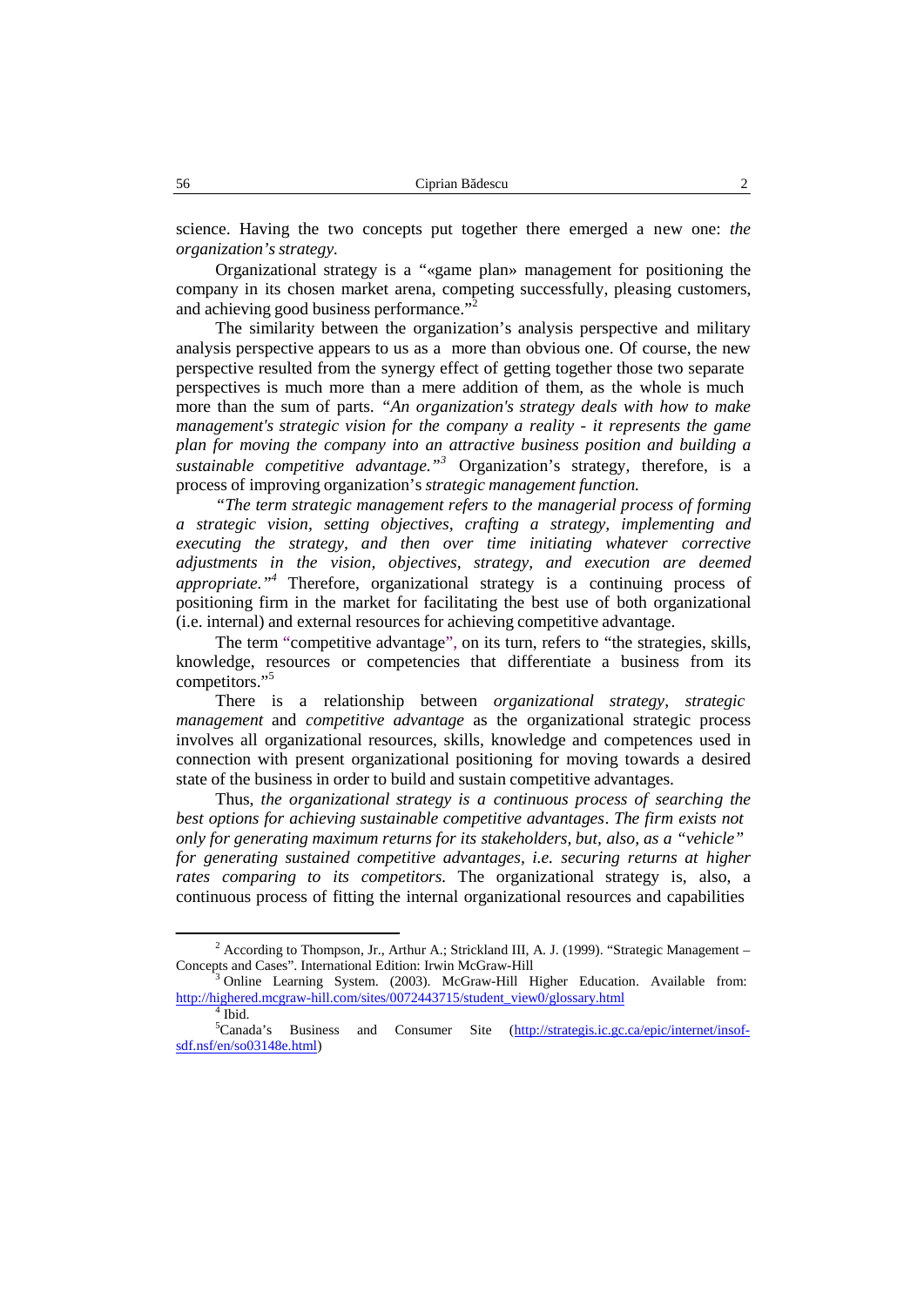science. Having the two concepts put together there emerged a new one: *the organization's strategy.*

Organizational strategy is a "«game plan» management for positioning the company in its chosen market arena, competing successfully, pleasing customers, and achieving good business performance."[2]

The similarity between the organization's analysis perspective and military analysis perspective appears to us as a more than obvious one. Of course, the new perspective resulted from the synergy effect of getting together those two separate perspectives is much more than a mere addition of them, as the whole is much more than the sum of parts. *"An organization's strategy deals with how to make management's strategic vision for the company a reality - it represents the game plan for moving the company into an attractive business position and building a sustainable competitive advantage."*[3] Organization's strategy, therefore, is a process of improving organization's *strategic management function.*

*"The term strategic management refers to the managerial process of forming a strategic vision, setting objectives, crafting a strategy, implementing and executing the strategy, and then over time initiating whatever corrective adjustments in the vision, objectives, strategy, and execution are deemed appropriate."*[4] Therefore, organizational strategy is a continuing process of positioning firm in the market for facilitating the best use of both organizational (i.e. internal) and external resources for achieving competitive advantage.

The term "competitive advantage", on its turn, refers to "the strategies, skills, knowledge, resources or competencies that differentiate a business from its competitors."[5]

There is a relationship between *organizational strategy*, *strategic management* and *competitive advantage* as the organizational strategic process involves all organizational resources, skills, knowledge and competences used in connection with present organizational positioning for moving towards a desired state of the business in order to build and sustain competitive advantages.

Thus, *the organizational strategy is a continuous process of searching the best options for achieving sustainable competitive advantages*. *The firm exists not only for generating maximum returns for its stakeholders, but, also, as a "vehicle" for generating sustained competitive advantages, i.e. securing returns at higher rates comparing to its competitors.* The organizational strategy is, also, a continuous process of fitting the internal organizational resources and capabilities

---

[2] According to Thompson, Jr., Arthur A.; Strickland III, A. J. (1999). "Strategic Management – Concepts and Cases". International Edition: Irwin McGraw-Hill

[3] Online Learning System. (2003). McGraw-Hill Higher Education. Available from: http://highered.mcgraw-hill.com/sites/0072443715/student_view0/glossary.html

[4] Ibid.

[5] Canada's Business and Consumer Site (http://strategis.ic.gc.ca/epic/internet/insof-sdf.nsf/en/so03148e.html)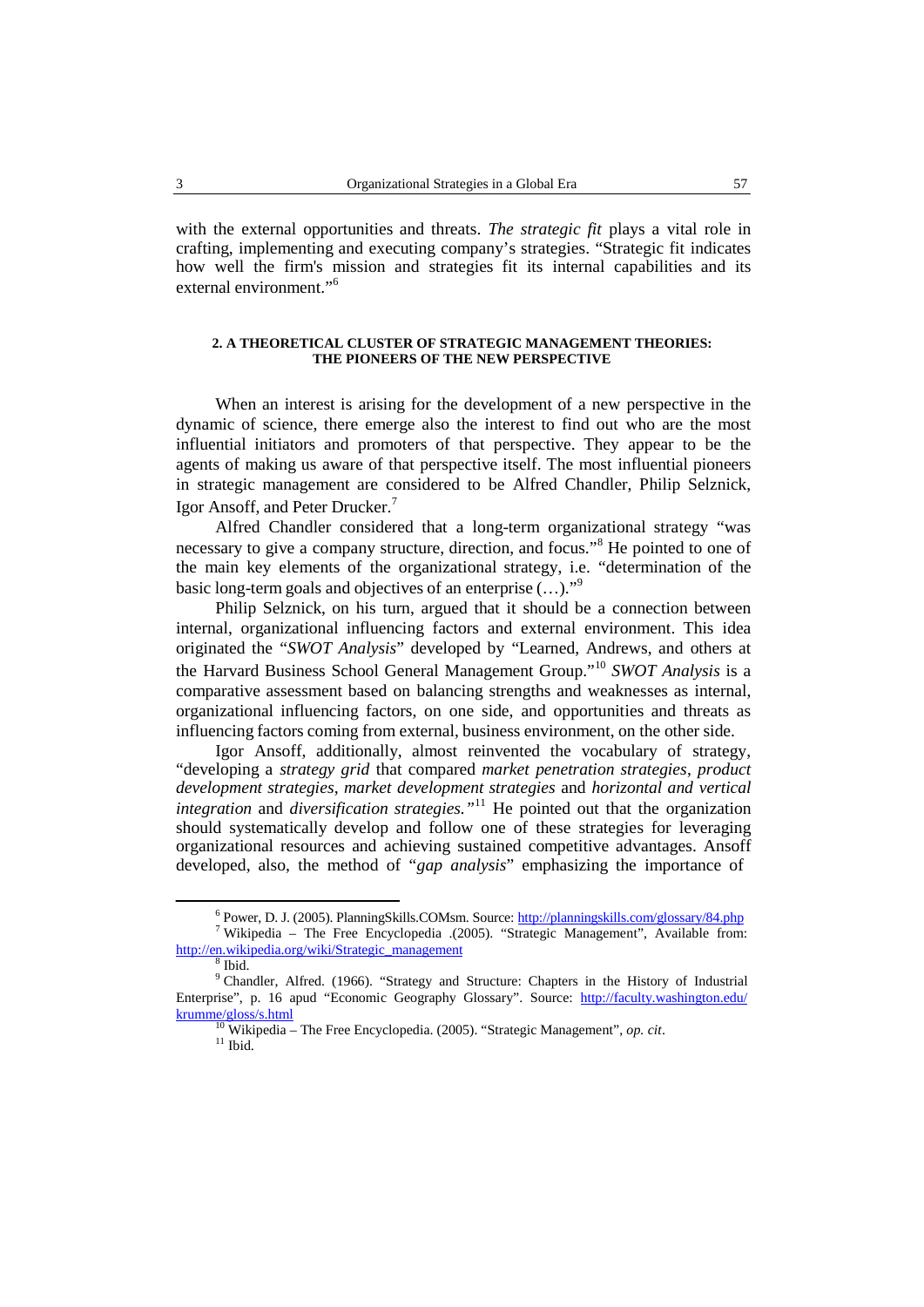with the external opportunities and threats. *The strategic fit* plays a vital role in crafting, implementing and executing company's strategies. "Strategic fit indicates how well the firm's mission and strategies fit its internal capabilities and its external environment."[6]

## 2. A THEORETICAL CLUSTER OF STRATEGIC MANAGEMENT THEORIES: THE PIONEERS OF THE NEW PERSPECTIVE

When an interest is arising for the development of a new perspective in the dynamic of science, there emerge also the interest to find out who are the most influential initiators and promoters of that perspective. They appear to be the agents of making us aware of that perspective itself. The most influential pioneers in strategic management are considered to be Alfred Chandler, Philip Selznick, Igor Ansoff, and Peter Drucker.[7]

Alfred Chandler considered that a long-term organizational strategy "was necessary to give a company structure, direction, and focus."[8] He pointed to one of the main key elements of the organizational strategy, i.e. "determination of the basic long-term goals and objectives of an enterprise (…)."[9]

Philip Selznick, on his turn, argued that it should be a connection between internal, organizational influencing factors and external environment. This idea originated the "*SWOT Analysis*" developed by "Learned, Andrews, and others at the Harvard Business School General Management Group."[10] *SWOT Analysis* is a comparative assessment based on balancing strengths and weaknesses as internal, organizational influencing factors, on one side, and opportunities and threats as influencing factors coming from external, business environment, on the other side.

Igor Ansoff, additionally, almost reinvented the vocabulary of strategy, "developing a *strategy grid* that compared *market penetration strategies*, *product development strategies*, *market development strategies* and *horizontal and vertical integration* and *diversification strategies.*"[11] He pointed out that the organization should systematically develop and follow one of these strategies for leveraging organizational resources and achieving sustained competitive advantages. Ansoff developed, also, the method of "*gap analysis*" emphasizing the importance of

---

[6] Power, D. J. (2005). PlanningSkills.COMsm. Source: http://planningskills.com/glossary/84.php

[7] Wikipedia – The Free Encyclopedia .(2005). "Strategic Management", Available from: http://en.wikipedia.org/wiki/Strategic_management

[8] Ibid.

[9] Chandler, Alfred. (1966). "Strategy and Structure: Chapters in the History of Industrial Enterprise", p. 16 apud "Economic Geography Glossary". Source: http://faculty.washington.edu/krumme/gloss/s.html

[10] Wikipedia – The Free Encyclopedia. (2005). "Strategic Management", *op. cit*.

[11] Ibid.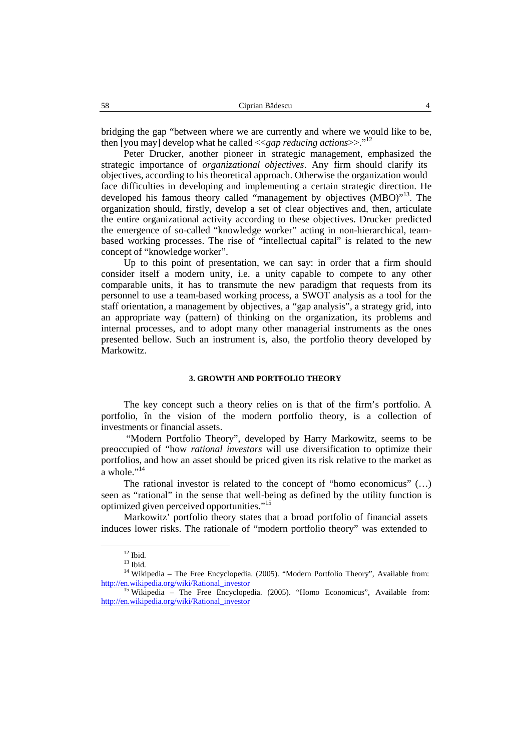bridging the gap "between where we are currently and where we would like to be, then [you may] develop what he called <<*gap reducing actions*>>."[12]

Peter Drucker, another pioneer in strategic management, emphasized the strategic importance of *organizational objectives*. Any firm should clarify its objectives, according to his theoretical approach. Otherwise the organization would face difficulties in developing and implementing a certain strategic direction. He developed his famous theory called "management by objectives (MBO)"[13]. The organization should, firstly, develop a set of clear objectives and, then, articulate the entire organizational activity according to these objectives. Drucker predicted the emergence of so-called "knowledge worker" acting in non-hierarchical, team-based working processes. The rise of "intellectual capital" is related to the new concept of "knowledge worker".

Up to this point of presentation, we can say: in order that a firm should consider itself a modern unity, i.e. a unity capable to compete to any other comparable units, it has to transmute the new paradigm that requests from its personnel to use a team-based working process, a SWOT analysis as a tool for the staff orientation, a management by objectives, a "gap analysis", a strategy grid, into an appropriate way (pattern) of thinking on the organization, its problems and internal processes, and to adopt many other managerial instruments as the ones presented bellow. Such an instrument is, also, the portfolio theory developed by Markowitz.

### 3. GROWTH AND PORTFOLIO THEORY

The key concept such a theory relies on is that of the firm's portfolio. A portfolio, în the vision of the modern portfolio theory, is a collection of investments or financial assets.

"Modern Portfolio Theory", developed by Harry Markowitz, seems to be preoccupied of "how *rational investors* will use diversification to optimize their portfolios, and how an asset should be priced given its risk relative to the market as a whole."[14]

The rational investor is related to the concept of "homo economicus" (…) seen as "rational" in the sense that well-being as defined by the utility function is optimized given perceived opportunities."[15]

Markowitz' portfolio theory states that a broad portfolio of financial assets induces lower risks. The rationale of "modern portfolio theory" was extended to

---

[12] Ibid.

[13] Ibid.

[14] Wikipedia – The Free Encyclopedia. (2005). "Modern Portfolio Theory", Available from: http://en.wikipedia.org/wiki/Rational_investor

[15] Wikipedia – The Free Encyclopedia. (2005). "Homo Economicus", Available from: http://en.wikipedia.org/wiki/Rational_investor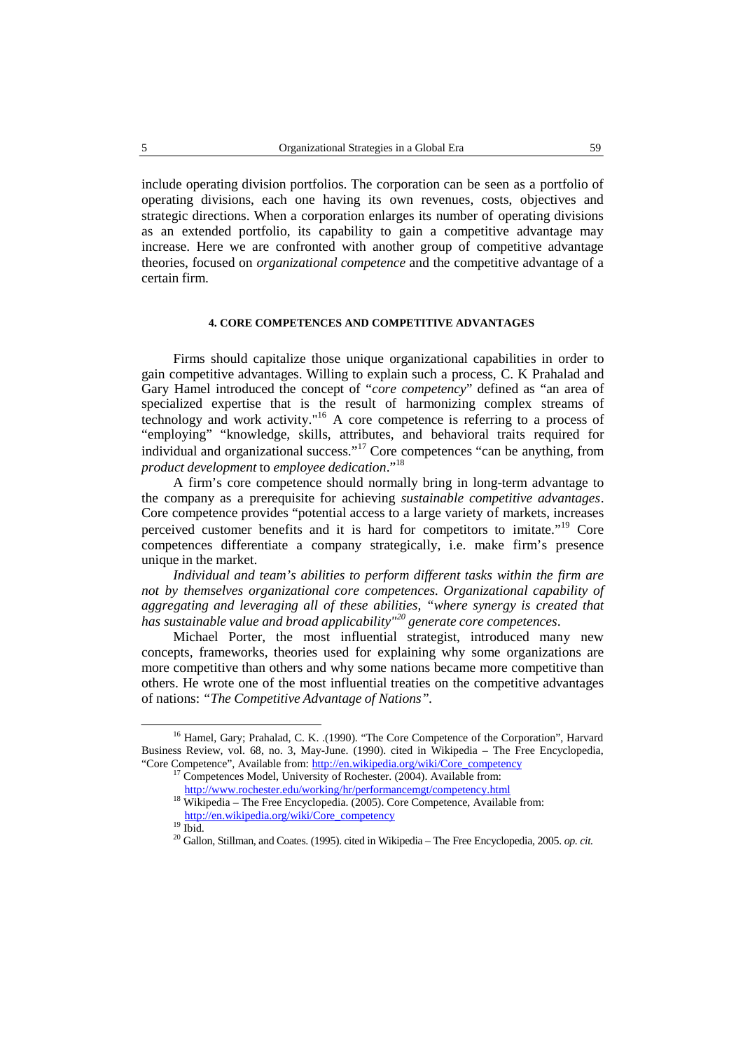include operating division portfolios. The corporation can be seen as a portfolio of operating divisions, each one having its own revenues, costs, objectives and strategic directions. When a corporation enlarges its number of operating divisions as an extended portfolio, its capability to gain a competitive advantage may increase. Here we are confronted with another group of competitive advantage theories, focused on *organizational competence* and the competitive advantage of a certain firm.

## 4. CORE COMPETENCES AND COMPETITIVE ADVANTAGES

Firms should capitalize those unique organizational capabilities in order to gain competitive advantages. Willing to explain such a process, C. K Prahalad and Gary Hamel introduced the concept of "*core competency*" defined as "an area of specialized expertise that is the result of harmonizing complex streams of technology and work activity."[16] A core competence is referring to a process of "employing" "knowledge, skills, attributes, and behavioral traits required for individual and organizational success."[17] Core competences "can be anything, from *product development* to *employee dedication*."[18]

A firm's core competence should normally bring in long-term advantage to the company as a prerequisite for achieving *sustainable competitive advantages*. Core competence provides "potential access to a large variety of markets, increases perceived customer benefits and it is hard for competitors to imitate."[19] Core competences differentiate a company strategically, i.e. make firm's presence unique in the market.

*Individual and team's abilities to perform different tasks within the firm are not by themselves organizational core competences. Organizational capability of aggregating and leveraging all of these abilities, "where synergy is created that has sustainable value and broad applicability"[20] generate core competences.*

Michael Porter, the most influential strategist, introduced many new concepts, frameworks, theories used for explaining why some organizations are more competitive than others and why some nations became more competitive than others. He wrote one of the most influential treaties on the competitive advantages of nations: *"The Competitive Advantage of Nations"*.

---

[16] Hamel, Gary; Prahalad, C. K. .(1990). "The Core Competence of the Corporation", Harvard Business Review, vol. 68, no. 3, May-June. (1990). cited in Wikipedia – The Free Encyclopedia, "Core Competence", Available from: http://en.wikipedia.org/wiki/Core_competency

[17] Competences Model, University of Rochester. (2004). Available from: http://www.rochester.edu/working/hr/performancemgt/competency.html

[18] Wikipedia – The Free Encyclopedia. (2005). Core Competence, Available from: http://en.wikipedia.org/wiki/Core_competency

[19] Ibid.

[20] Gallon, Stillman, and Coates. (1995). cited in Wikipedia – The Free Encyclopedia, 2005. *op. cit.*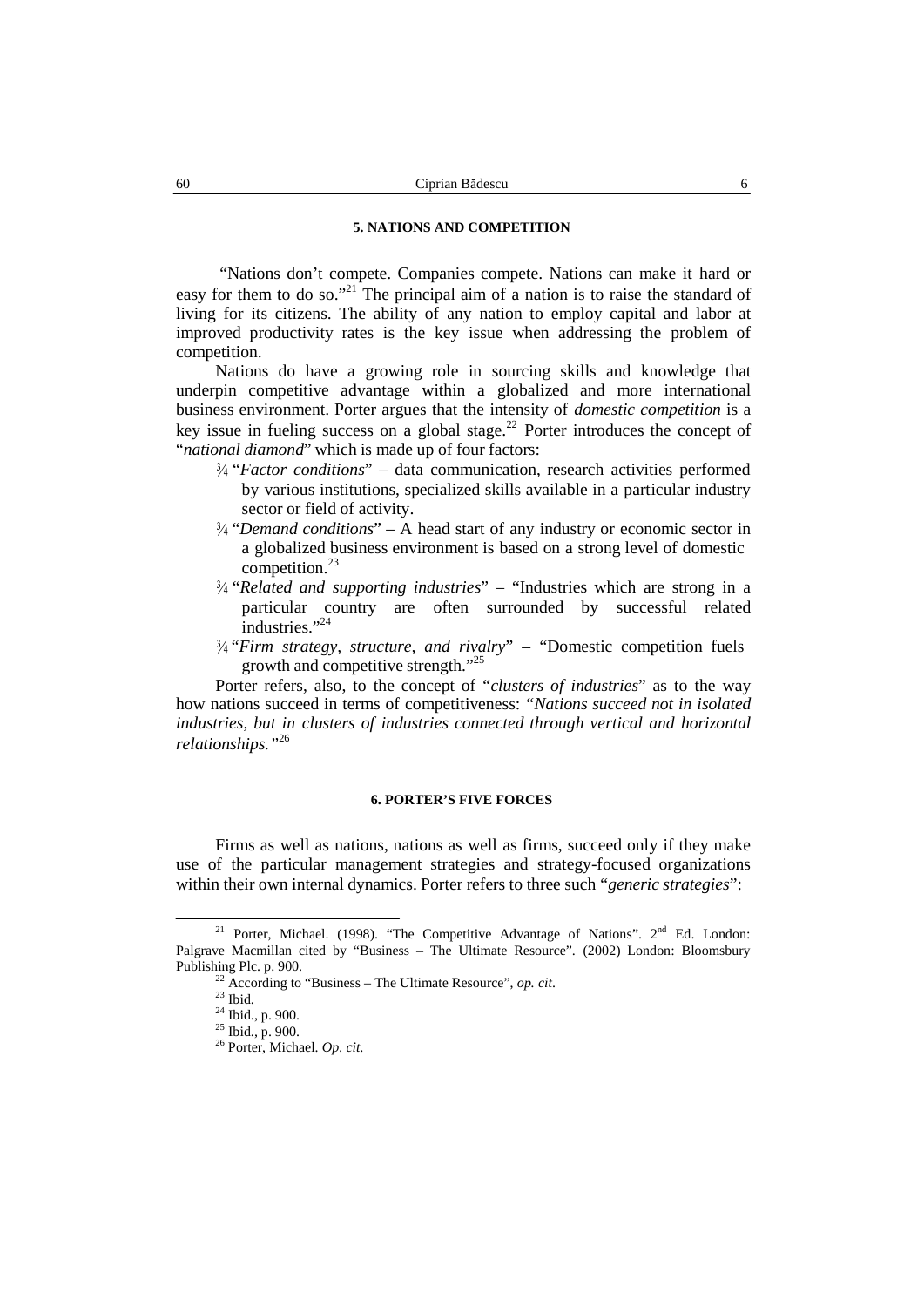### 5. NATIONS AND COMPETITION

"Nations don't compete. Companies compete. Nations can make it hard or easy for them to do so."[21] The principal aim of a nation is to raise the standard of living for its citizens. The ability of any nation to employ capital and labor at improved productivity rates is the key issue when addressing the problem of competition.

Nations do have a growing role in sourcing skills and knowledge that underpin competitive advantage within a globalized and more international business environment. Porter argues that the intensity of *domestic competition* is a key issue in fueling success on a global stage.[22] Porter introduces the concept of "*national diamond*" which is made up of four factors:

- "*Factor conditions*" – data communication, research activities performed by various institutions, specialized skills available in a particular industry sector or field of activity.
- "*Demand conditions*" – A head start of any industry or economic sector in a globalized business environment is based on a strong level of domestic competition.[23]
- "*Related and supporting industries*" – "Industries which are strong in a particular country are often surrounded by successful related industries."[24]
- "*Firm strategy, structure, and rivalry*" – "Domestic competition fuels growth and competitive strength."[25]

Porter refers, also, to the concept of "*clusters of industries*" as to the way how nations succeed in terms of competitiveness: "*Nations succeed not in isolated industries, but in clusters of industries connected through vertical and horizontal relationships.*"[26]

### 6. PORTER'S FIVE FORCES

Firms as well as nations, nations as well as firms, succeed only if they make use of the particular management strategies and strategy-focused organizations within their own internal dynamics. Porter refers to three such "*generic strategies*":

---

[21] Porter, Michael. (1998). "The Competitive Advantage of Nations". 2nd Ed. London: Palgrave Macmillan cited by "Business – The Ultimate Resource". (2002) London: Bloomsbury Publishing Plc. p. 900.

[22] According to "Business – The Ultimate Resource", *op. cit.*

[23] Ibid.

[24] Ibid., p. 900.

[25] Ibid., p. 900.

[26] Porter, Michael. *Op. cit.*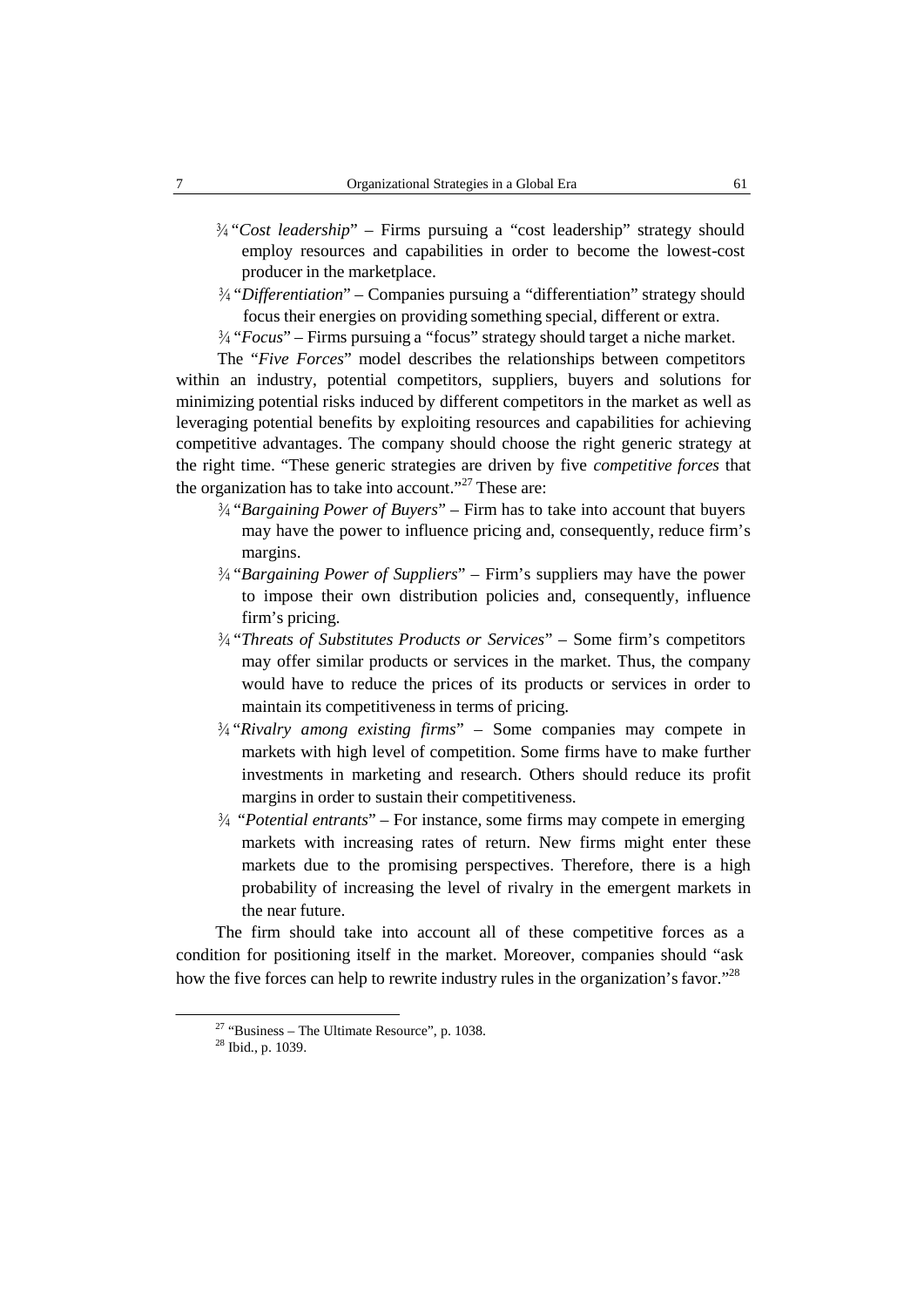- "*Cost leadership*" – Firms pursuing a "cost leadership" strategy should employ resources and capabilities in order to become the lowest-cost producer in the marketplace.
- "*Differentiation*" – Companies pursuing a "differentiation" strategy should focus their energies on providing something special, different or extra.
- "*Focus*" – Firms pursuing a "focus" strategy should target a niche market.

The "*Five Forces*" model describes the relationships between competitors within an industry, potential competitors, suppliers, buyers and solutions for minimizing potential risks induced by different competitors in the market as well as leveraging potential benefits by exploiting resources and capabilities for achieving competitive advantages. The company should choose the right generic strategy at the right time. "These generic strategies are driven by five *competitive forces* that the organization has to take into account."[27] These are:

- "*Bargaining Power of Buyers*" – Firm has to take into account that buyers may have the power to influence pricing and, consequently, reduce firm's margins.
- "*Bargaining Power of Suppliers*" – Firm's suppliers may have the power to impose their own distribution policies and, consequently, influence firm's pricing.
- "*Threats of Substitutes Products or Services*" – Some firm's competitors may offer similar products or services in the market. Thus, the company would have to reduce the prices of its products or services in order to maintain its competitiveness in terms of pricing.
- "*Rivalry among existing firms*" – Some companies may compete in markets with high level of competition. Some firms have to make further investments in marketing and research. Others should reduce its profit margins in order to sustain their competitiveness.
- "*Potential entrants*" – For instance, some firms may compete in emerging markets with increasing rates of return. New firms might enter these markets due to the promising perspectives. Therefore, there is a high probability of increasing the level of rivalry in the emergent markets in the near future.

The firm should take into account all of these competitive forces as a condition for positioning itself in the market. Moreover, companies should "ask how the five forces can help to rewrite industry rules in the organization's favor."[28]

---

[27] "Business – The Ultimate Resource", p. 1038.

[28] Ibid., p. 1039.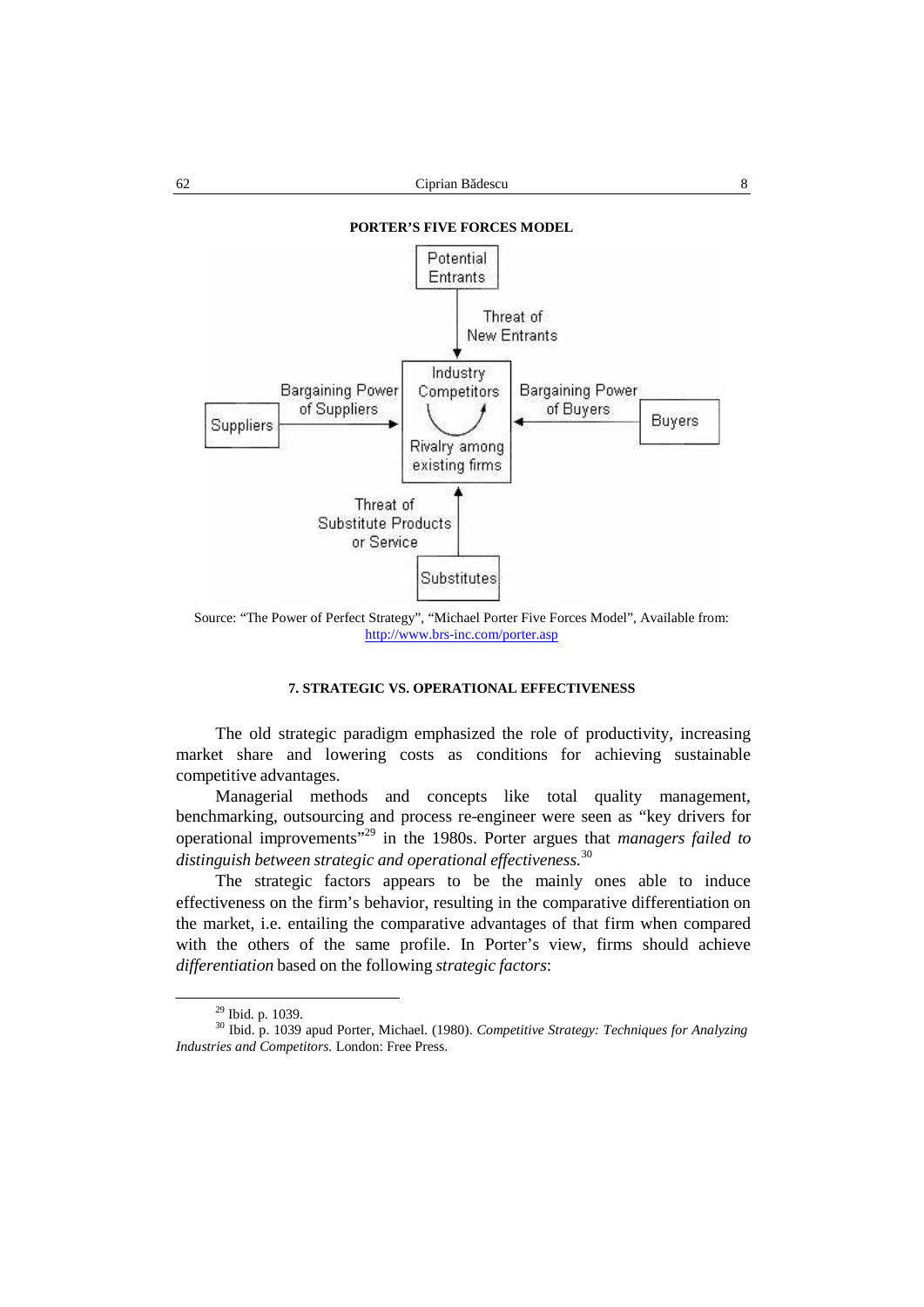**PORTER'S FIVE FORCES MODEL**

Potential Entrants

Threat of New Entrants

Suppliers — Bargaining Power of Suppliers → Industry Competitors (Rivalry among existing firms) ← Bargaining Power of Buyers — Buyers

Threat of Substitute Products or Service

Substitutes

Source: "The Power of Perfect Strategy", "Michael Porter Five Forces Model", Available from: http://www.brs-inc.com/porter.asp

### 7. STRATEGIC VS. OPERATIONAL EFFECTIVENESS

The old strategic paradigm emphasized the role of productivity, increasing market share and lowering costs as conditions for achieving sustainable competitive advantages.

Managerial methods and concepts like total quality management, benchmarking, outsourcing and process re-engineer were seen as "key drivers for operational improvements"[29] in the 1980s. Porter argues that *managers failed to distinguish between strategic and operational effectiveness.*[30]

The strategic factors appears to be the mainly ones able to induce effectiveness on the firm's behavior, resulting in the comparative differentiation on the market, i.e. entailing the comparative advantages of that firm when compared with the others of the same profile. In Porter's view, firms should achieve *differentiation* based on the following *strategic factors*:

---

[29] Ibid. p. 1039.

[30] Ibid. p. 1039 apud Porter, Michael. (1980). *Competitive Strategy: Techniques for Analyzing Industries and Competitors.* London: Free Press.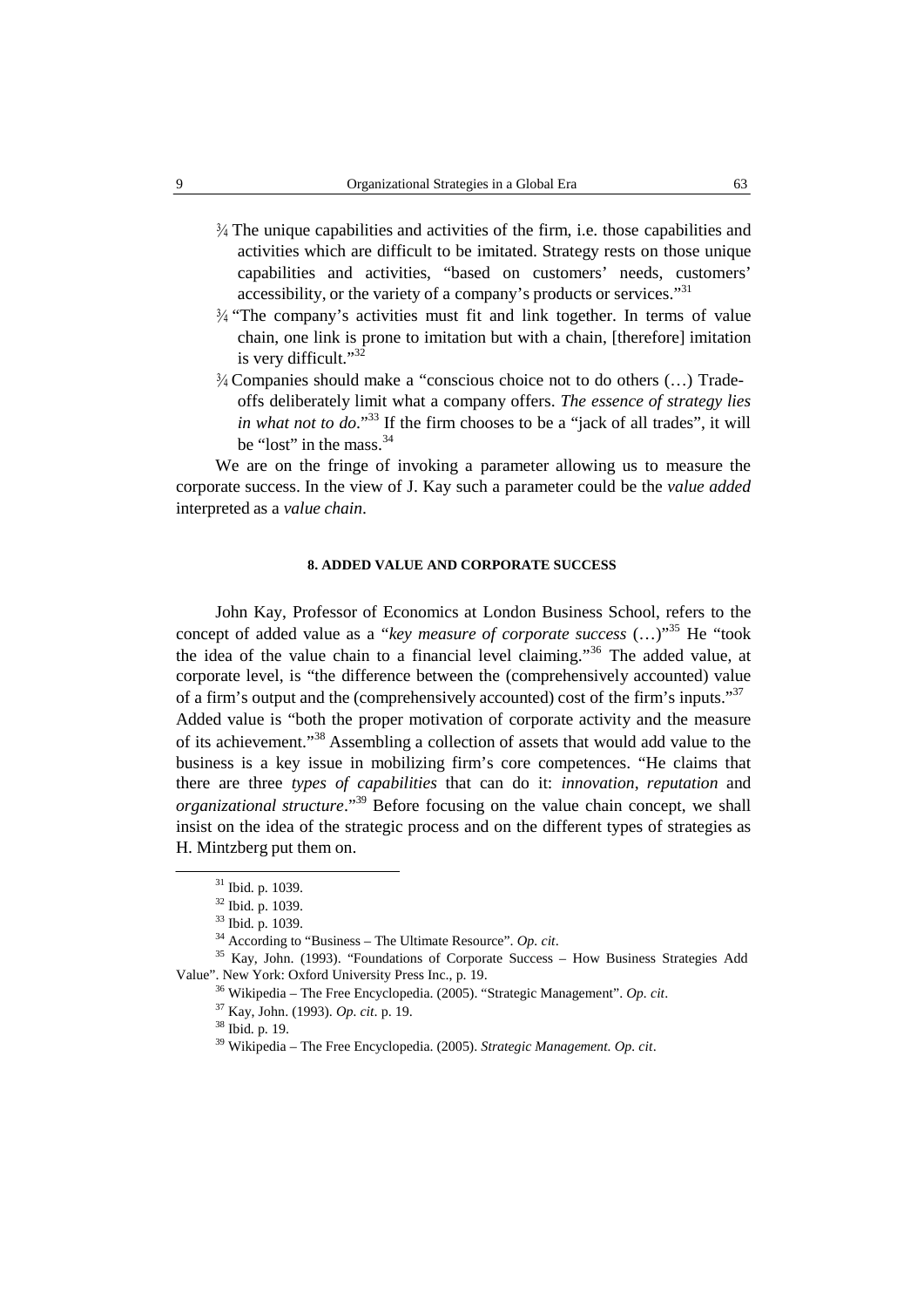- The unique capabilities and activities of the firm, i.e. those capabilities and activities which are difficult to be imitated. Strategy rests on those unique capabilities and activities, "based on customers' needs, customers' accessibility, or the variety of a company's products or services."[31]
- "The company's activities must fit and link together. In terms of value chain, one link is prone to imitation but with a chain, [therefore] imitation is very difficult."[32]
- Companies should make a "conscious choice not to do others (…) Trade-offs deliberately limit what a company offers. *The essence of strategy lies in what not to do*."[33] If the firm chooses to be a "jack of all trades", it will be "lost" in the mass.[34]

We are on the fringe of invoking a parameter allowing us to measure the corporate success. In the view of J. Kay such a parameter could be the *value added* interpreted as a *value chain*.

### 8. ADDED VALUE AND CORPORATE SUCCESS

John Kay, Professor of Economics at London Business School, refers to the concept of added value as a "*key measure of corporate success* (…)"[35] He "took the idea of the value chain to a financial level claiming."[36] The added value, at corporate level, is "the difference between the (comprehensively accounted) value of a firm's output and the (comprehensively accounted) cost of the firm's inputs."[37] Added value is "both the proper motivation of corporate activity and the measure of its achievement."[38] Assembling a collection of assets that would add value to the business is a key issue in mobilizing firm's core competences. "He claims that there are three *types of capabilities* that can do it: *innovation*, *reputation* and *organizational structure*."[39] Before focusing on the value chain concept, we shall insist on the idea of the strategic process and on the different types of strategies as H. Mintzberg put them on.

---

[31] Ibid. p. 1039.

[32] Ibid. p. 1039.

[33] Ibid. p. 1039.

[34] According to "Business – The Ultimate Resource". *Op. cit*.

[35] Kay, John. (1993). "Foundations of Corporate Success – How Business Strategies Add Value". New York: Oxford University Press Inc., p. 19.

[36] Wikipedia – The Free Encyclopedia. (2005). "Strategic Management". *Op. cit*.

[37] Kay, John. (1993). *Op. cit*. p. 19.

[38] Ibid. p. 19.

[39] Wikipedia – The Free Encyclopedia. (2005). *Strategic Management. Op. cit*.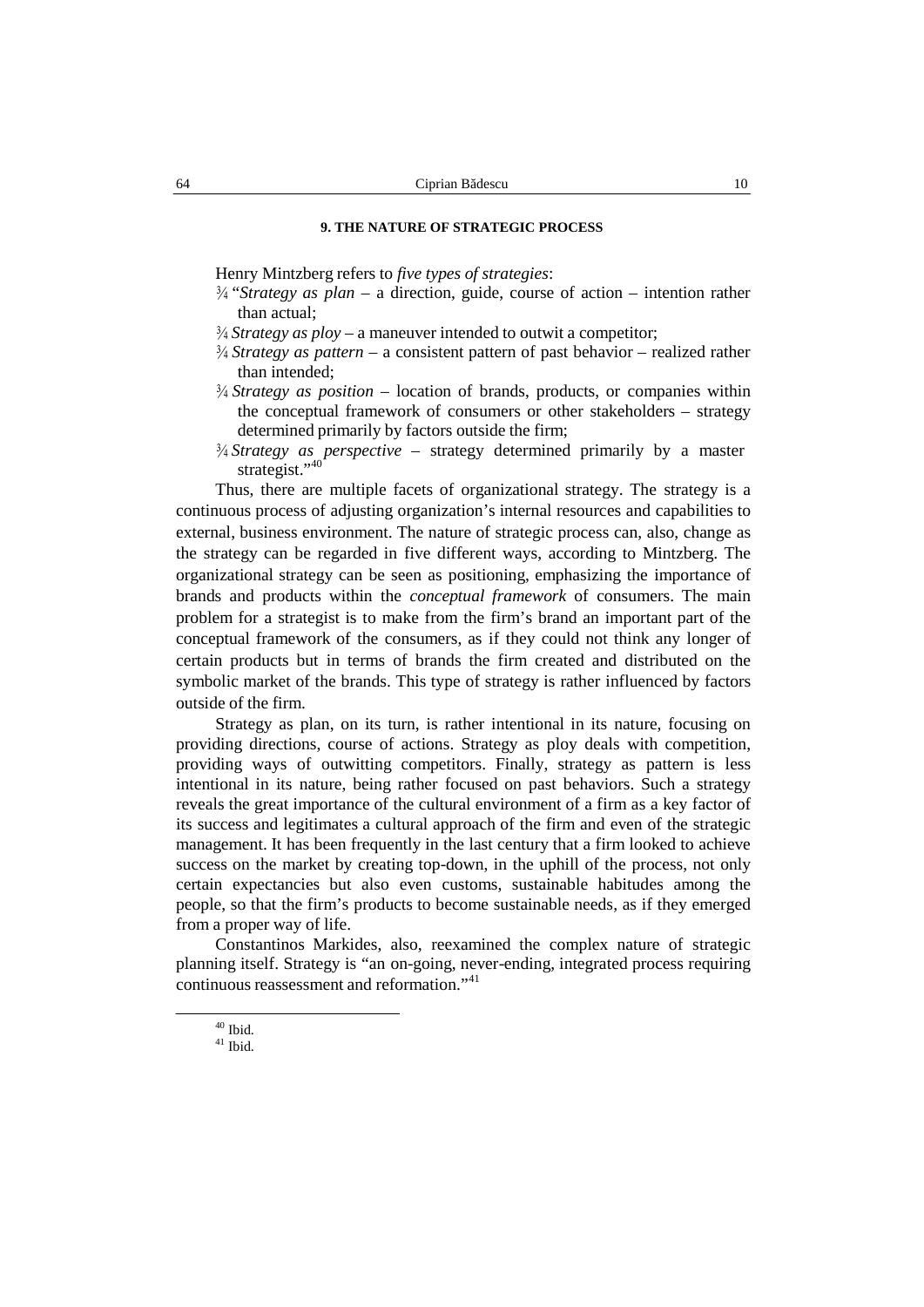### 9. THE NATURE OF STRATEGIC PROCESS

Henry Mintzberg refers to *five types of strategies*:

- "*Strategy as plan* – a direction, guide, course of action – intention rather than actual;
- *Strategy as ploy* – a maneuver intended to outwit a competitor;
- *Strategy as pattern* – a consistent pattern of past behavior – realized rather than intended;
- *Strategy as position* – location of brands, products, or companies within the conceptual framework of consumers or other stakeholders – strategy determined primarily by factors outside the firm;
- *Strategy as perspective* – strategy determined primarily by a master strategist."[40]

Thus, there are multiple facets of organizational strategy. The strategy is a continuous process of adjusting organization's internal resources and capabilities to external, business environment. The nature of strategic process can, also, change as the strategy can be regarded in five different ways, according to Mintzberg. The organizational strategy can be seen as positioning, emphasizing the importance of brands and products within the *conceptual framework* of consumers. The main problem for a strategist is to make from the firm's brand an important part of the conceptual framework of the consumers, as if they could not think any longer of certain products but in terms of brands the firm created and distributed on the symbolic market of the brands. This type of strategy is rather influenced by factors outside of the firm.

Strategy as plan, on its turn, is rather intentional in its nature, focusing on providing directions, course of actions. Strategy as ploy deals with competition, providing ways of outwitting competitors. Finally, strategy as pattern is less intentional in its nature, being rather focused on past behaviors. Such a strategy reveals the great importance of the cultural environment of a firm as a key factor of its success and legitimates a cultural approach of the firm and even of the strategic management. It has been frequently in the last century that a firm looked to achieve success on the market by creating top-down, in the uphill of the process, not only certain expectancies but also even customs, sustainable habitudes among the people, so that the firm's products to become sustainable needs, as if they emerged from a proper way of life.

Constantinos Markides, also, reexamined the complex nature of strategic planning itself. Strategy is "an on-going, never-ending, integrated process requiring continuous reassessment and reformation."[41]

---

[40] Ibid.

[41] Ibid.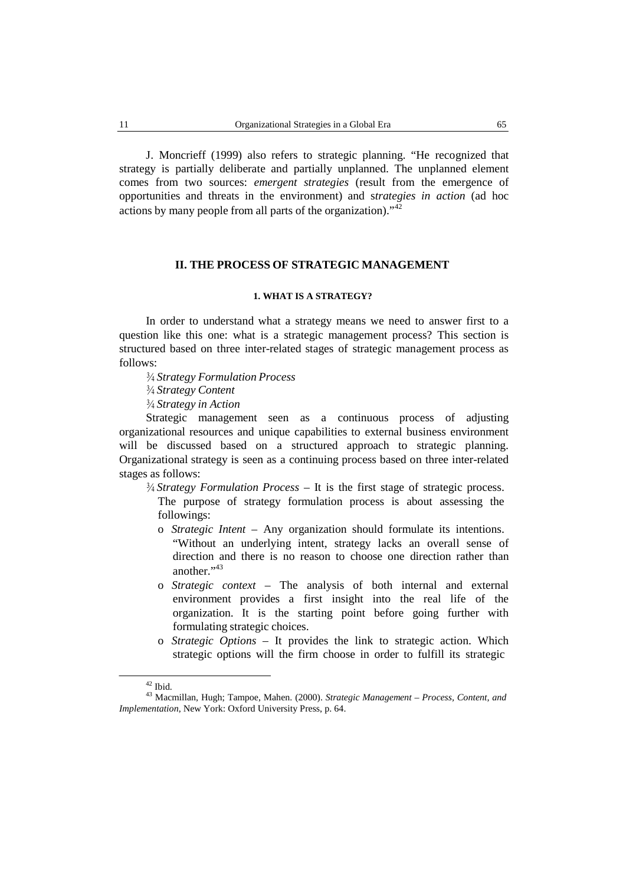J. Moncrieff (1999) also refers to strategic planning. "He recognized that strategy is partially deliberate and partially unplanned. The unplanned element comes from two sources: *emergent strategies* (result from the emergence of opportunities and threats in the environment) and s*trategies in action* (ad hoc actions by many people from all parts of the organization)."[42]

## II. THE PROCESS OF STRATEGIC MANAGEMENT

### 1. WHAT IS A STRATEGY?

In order to understand what a strategy means we need to answer first to a question like this one: what is a strategic management process? This section is structured based on three inter-related stages of strategic management process as follows:

- *Strategy Formulation Process*
- *Strategy Content*
- *Strategy in Action*

Strategic management seen as a continuous process of adjusting organizational resources and unique capabilities to external business environment will be discussed based on a structured approach to strategic planning. Organizational strategy is seen as a continuing process based on three inter-related stages as follows:

- *Strategy Formulation Process* – It is the first stage of strategic process. The purpose of strategy formulation process is about assessing the followings:
  - *Strategic Intent* – Any organization should formulate its intentions. "Without an underlying intent, strategy lacks an overall sense of direction and there is no reason to choose one direction rather than another."[43]
  - *Strategic context* – The analysis of both internal and external environment provides a first insight into the real life of the organization. It is the starting point before going further with formulating strategic choices.
  - *Strategic Options* – It provides the link to strategic action. Which strategic options will the firm choose in order to fulfill its strategic

---

[42] Ibid.

[43] Macmillan, Hugh; Tampoe, Mahen. (2000). *Strategic Management – Process, Content, and Implementation*, New York: Oxford University Press, p. 64.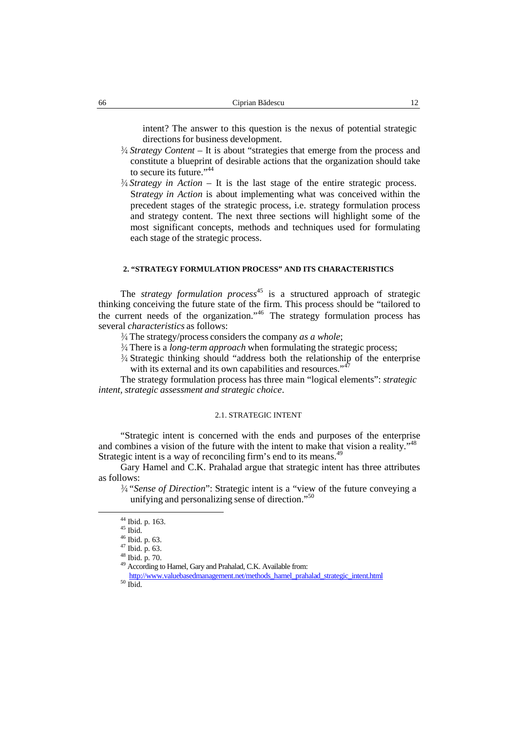intent? The answer to this question is the nexus of potential strategic directions for business development.

- *Strategy Content* – It is about "strategies that emerge from the process and constitute a blueprint of desirable actions that the organization should take to secure its future."[44]
- *Strategy in Action* – It is the last stage of the entire strategic process. S*trategy in Action* is about implementing what was conceived within the precedent stages of the strategic process, i.e. strategy formulation process and strategy content. The next three sections will highlight some of the most significant concepts, methods and techniques used for formulating each stage of the strategic process.

## 2. "STRATEGY FORMULATION PROCESS" AND ITS CHARACTERISTICS

The *strategy formulation process*[45] is a structured approach of strategic thinking conceiving the future state of the firm. This process should be "tailored to the current needs of the organization."[46] The strategy formulation process has several *characteristics* as follows:

- The strategy/process considers the company *as a whole*;
- There is a *long-term approach* when formulating the strategic process;
- Strategic thinking should "address both the relationship of the enterprise with its external and its own capabilities and resources."[47]

The strategy formulation process has three main "logical elements": *strategic intent, strategic assessment and strategic choice*.

### 2.1. STRATEGIC INTENT

"Strategic intent is concerned with the ends and purposes of the enterprise and combines a vision of the future with the intent to make that vision a reality."[48] Strategic intent is a way of reconciling firm's end to its means.[49]

Gary Hamel and C.K. Prahalad argue that strategic intent has three attributes as follows:

- "*Sense of Direction*": Strategic intent is a "view of the future conveying a unifying and personalizing sense of direction."[50]

---

[44] Ibid. p. 163.

[45] Ibid.

[46] Ibid. p. 63.

[47] Ibid. p. 63.

[48] Ibid. p. 70.

[49] According to Hamel, Gary and Prahalad, C.K. Available from: http://www.valuebasedmanagement.net/methods_hamel_prahalad_strategic_intent.html

[50] Ibid.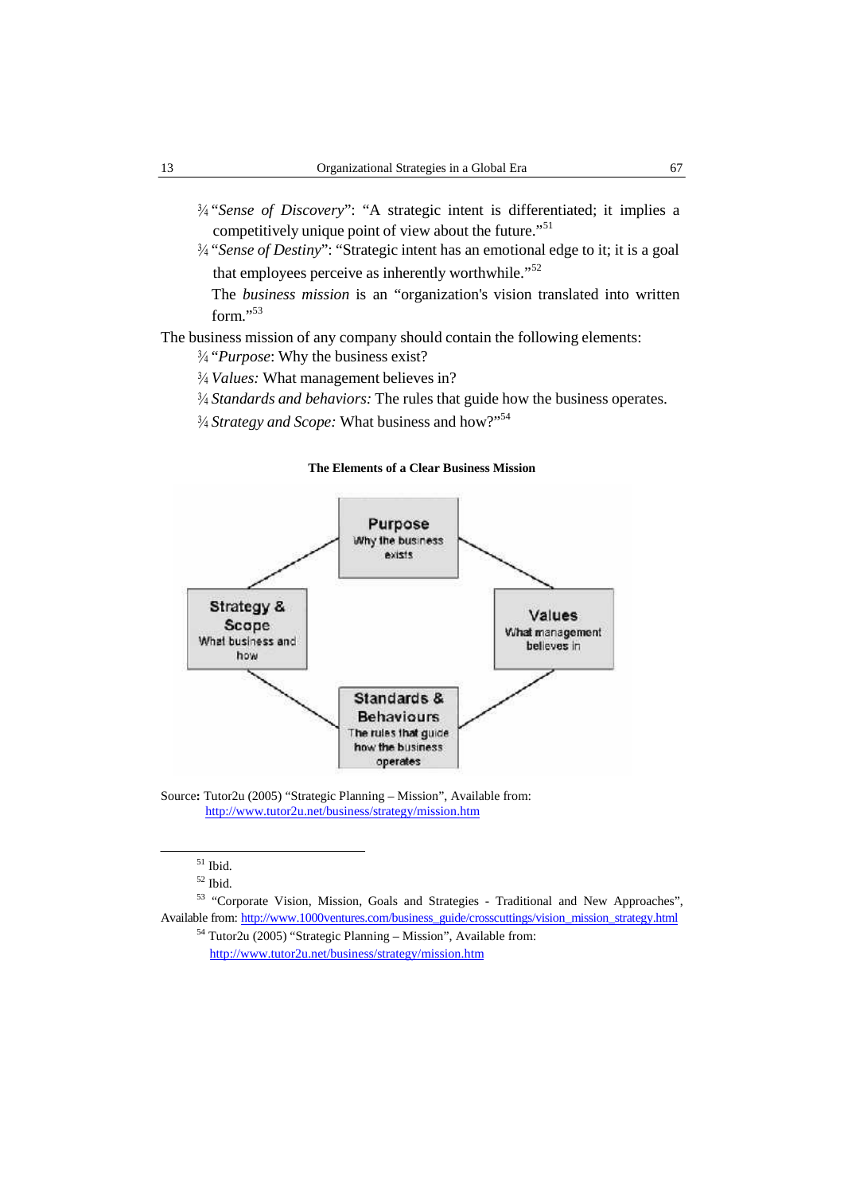¾ "*Sense of Discovery*": "A strategic intent is differentiated; it implies a competitively unique point of view about the future."[51]

¾ "*Sense of Destiny*": "Strategic intent has an emotional edge to it; it is a goal that employees perceive as inherently worthwhile."[52]

The *business mission* is an "organization's vision translated into written form."[53]

The business mission of any company should contain the following elements:

¾ "*Purpose*: Why the business exist?

¾ *Values:* What management believes in?

¾ *Standards and behaviors:* The rules that guide how the business operates.

¾ *Strategy and Scope:* What business and how?"[54]

**The Elements of a Clear Business Mission**

Purpose
Why the business exists

Strategy & Scope
What business and how

Values
What management believes in

Standards & Behaviours
The rules that guide how the business operates

Source**:** Tutor2u (2005) "Strategic Planning – Mission", Available from: http://www.tutor2u.net/business/strategy/mission.htm

---

[51] Ibid.

[52] Ibid.

[53] "Corporate Vision, Mission, Goals and Strategies - Traditional and New Approaches", Available from: http://www.1000ventures.com/business_guide/crosscuttings/vision_mission_strategy.html

[54] Tutor2u (2005) "Strategic Planning – Mission", Available from: http://www.tutor2u.net/business/strategy/mission.htm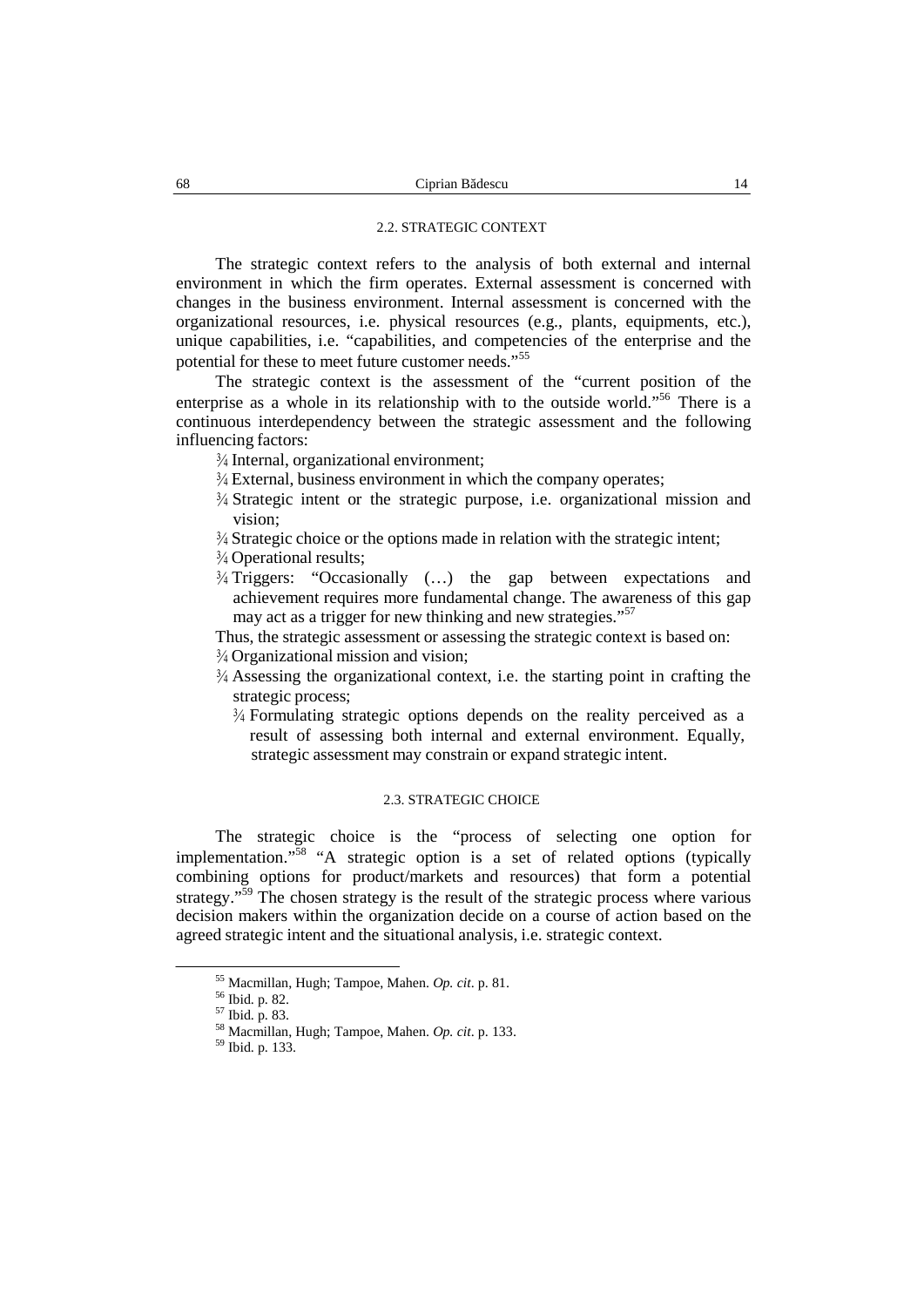### 2.2. STRATEGIC CONTEXT

The strategic context refers to the analysis of both external and internal environment in which the firm operates. External assessment is concerned with changes in the business environment. Internal assessment is concerned with the organizational resources, i.e. physical resources (e.g., plants, equipments, etc.), unique capabilities, i.e. "capabilities, and competencies of the enterprise and the potential for these to meet future customer needs."[55]

The strategic context is the assessment of the "current position of the enterprise as a whole in its relationship with to the outside world."[56] There is a continuous interdependency between the strategic assessment and the following influencing factors:

- Internal, organizational environment;
- External, business environment in which the company operates;
- Strategic intent or the strategic purpose, i.e. organizational mission and vision;
- Strategic choice or the options made in relation with the strategic intent;
- Operational results;
- Triggers: "Occasionally (…) the gap between expectations and achievement requires more fundamental change. The awareness of this gap may act as a trigger for new thinking and new strategies."[57]

Thus, the strategic assessment or assessing the strategic context is based on:

- Organizational mission and vision;
- Assessing the organizational context, i.e. the starting point in crafting the strategic process;
  - Formulating strategic options depends on the reality perceived as a result of assessing both internal and external environment. Equally, strategic assessment may constrain or expand strategic intent.

### 2.3. STRATEGIC CHOICE

The strategic choice is the "process of selecting one option for implementation."[58] "A strategic option is a set of related options (typically combining options for product/markets and resources) that form a potential strategy."[59] The chosen strategy is the result of the strategic process where various decision makers within the organization decide on a course of action based on the agreed strategic intent and the situational analysis, i.e. strategic context.

---

[55] Macmillan, Hugh; Tampoe, Mahen. *Op. cit*. p. 81.

[56] Ibid. p. 82.

[57] Ibid. p. 83.

[58] Macmillan, Hugh; Tampoe, Mahen. *Op. cit*. p. 133.

[59] Ibid. p. 133.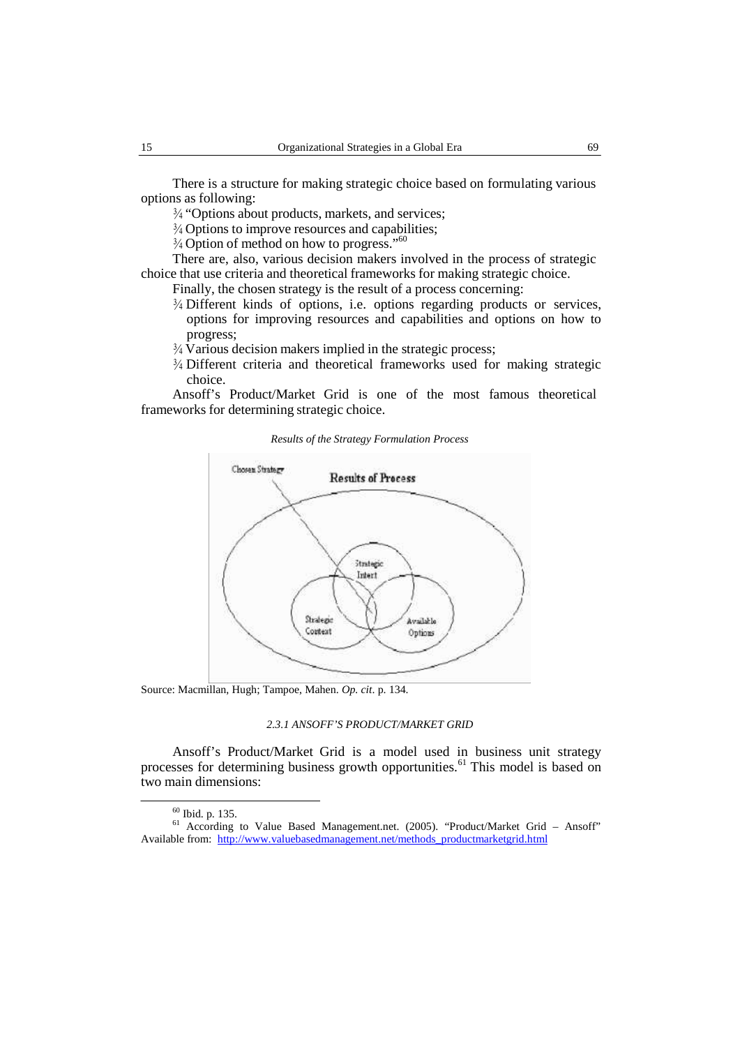There is a structure for making strategic choice based on formulating various options as following:

- "Options about products, markets, and services;
- Options to improve resources and capabilities;
- Option of method on how to progress."[60]

There are, also, various decision makers involved in the process of strategic choice that use criteria and theoretical frameworks for making strategic choice.

Finally, the chosen strategy is the result of a process concerning:

- Different kinds of options, i.e. options regarding products or services, options for improving resources and capabilities and options on how to progress;
- Various decision makers implied in the strategic process;
- Different criteria and theoretical frameworks used for making strategic choice.

Ansoff's Product/Market Grid is one of the most famous theoretical frameworks for determining strategic choice.

*Results of the Strategy Formulation Process*

Source: Macmillan, Hugh; Tampoe, Mahen. *Op. cit*. p. 134.

### 2.3.1 ANSOFF'S PRODUCT/MARKET GRID

Ansoff's Product/Market Grid is a model used in business unit strategy processes for determining business growth opportunities.[61] This model is based on two main dimensions:

---

[60] Ibid. p. 135.

[61] According to Value Based Management.net. (2005). "Product/Market Grid – Ansoff" Available from: http://www.valuebasedmanagement.net/methods_productmarketgrid.html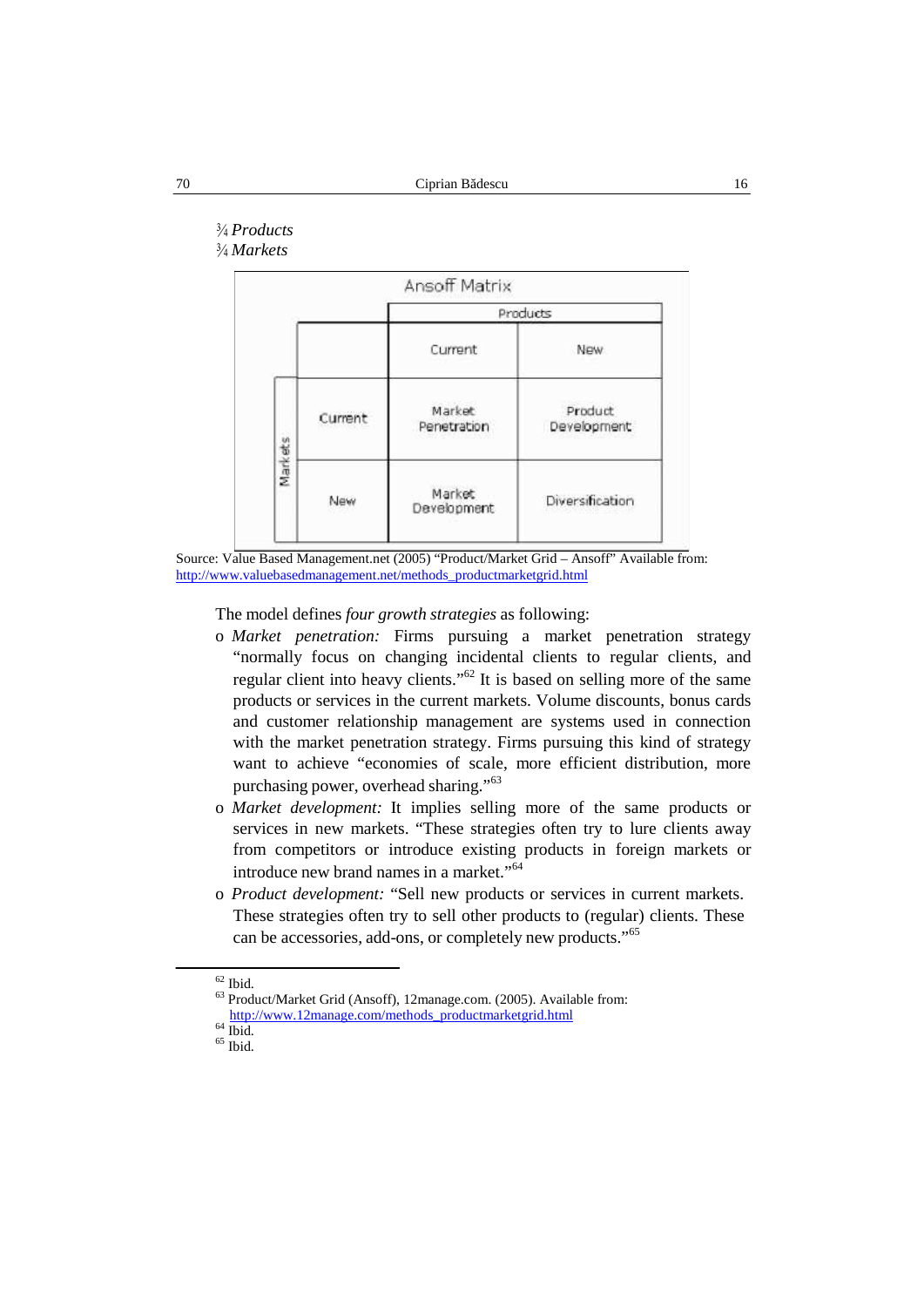¾ *Products*
¾ *Markets*

**Ansoff Matrix**

| | | Products | |
|---|---|---|---|
| | | Current | New |
| Markets | Current | Market Penetration | Product Development |
| | New | Market Development | Diversification |

Source: Value Based Management.net (2005) "Product/Market Grid – Ansoff" Available from: http://www.valuebasedmanagement.net/methods_productmarketgrid.html

The model defines *four growth strategies* as following:

- *Market penetration:* Firms pursuing a market penetration strategy "normally focus on changing incidental clients to regular clients, and regular client into heavy clients."[62] It is based on selling more of the same products or services in the current markets. Volume discounts, bonus cards and customer relationship management are systems used in connection with the market penetration strategy. Firms pursuing this kind of strategy want to achieve "economies of scale, more efficient distribution, more purchasing power, overhead sharing."[63]
- *Market development:* It implies selling more of the same products or services in new markets. "These strategies often try to lure clients away from competitors or introduce existing products in foreign markets or introduce new brand names in a market."[64]
- *Product development:* "Sell new products or services in current markets. These strategies often try to sell other products to (regular) clients. These can be accessories, add-ons, or completely new products."[65]

---

[62] Ibid.
[63] Product/Market Grid (Ansoff), 12manage.com. (2005). Available from: http://www.12manage.com/methods_productmarketgrid.html
[64] Ibid.
[65] Ibid.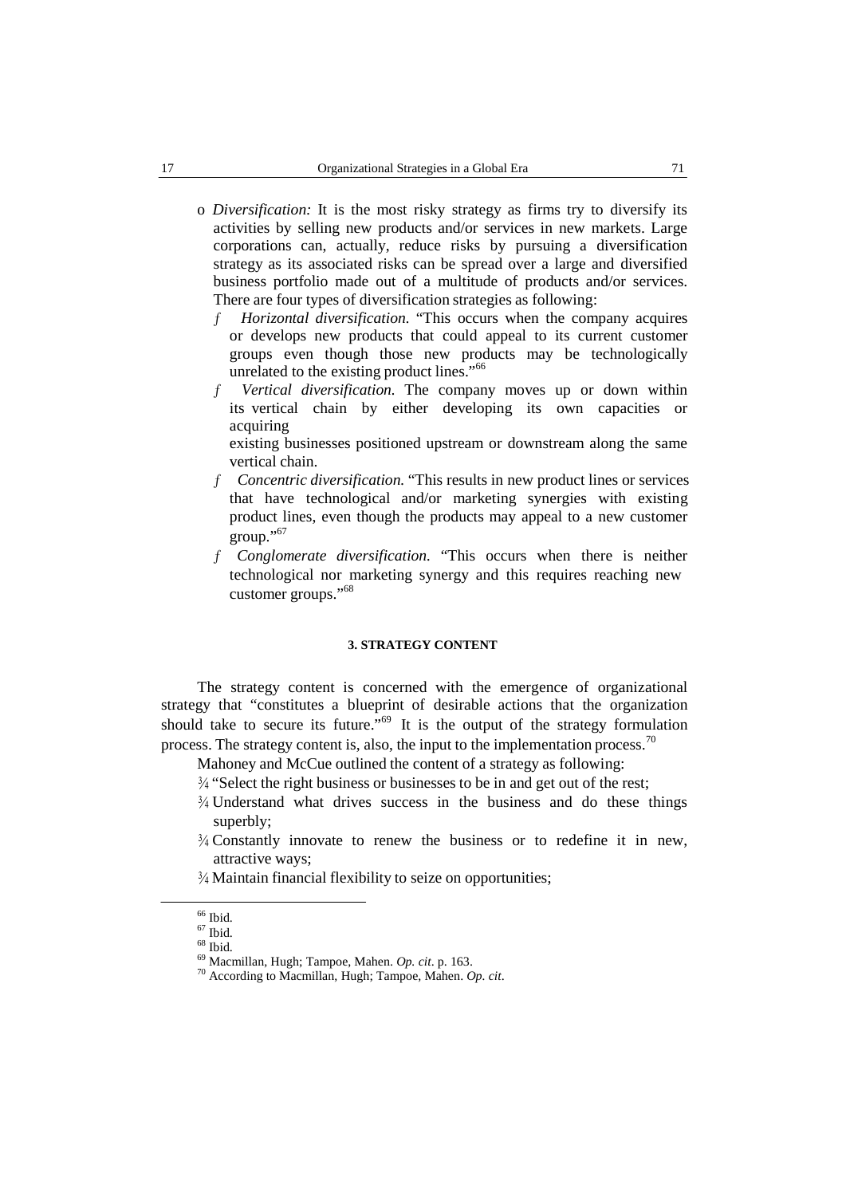- *Diversification:* It is the most risky strategy as firms try to diversify its activities by selling new products and/or services in new markets. Large corporations can, actually, reduce risks by pursuing a diversification strategy as its associated risks can be spread over a large and diversified business portfolio made out of a multitude of products and/or services. There are four types of diversification strategies as following:
  - *Horizontal diversification.* "This occurs when the company acquires or develops new products that could appeal to its current customer groups even though those new products may be technologically unrelated to the existing product lines."[66]
  - *Vertical diversification.* The company moves up or down within its vertical chain by either developing its own capacities or acquiring existing businesses positioned upstream or downstream along the same vertical chain.
  - *Concentric diversification.* "This results in new product lines or services that have technological and/or marketing synergies with existing product lines, even though the products may appeal to a new customer group."[67]
  - *Conglomerate diversification.* "This occurs when there is neither technological nor marketing synergy and this requires reaching new customer groups."[68]

## 3. STRATEGY CONTENT

The strategy content is concerned with the emergence of organizational strategy that "constitutes a blueprint of desirable actions that the organization should take to secure its future."[69] It is the output of the strategy formulation process. The strategy content is, also, the input to the implementation process.[70]

Mahoney and McCue outlined the content of a strategy as following:

- "Select the right business or businesses to be in and get out of the rest;
- Understand what drives success in the business and do these things superbly;
- Constantly innovate to renew the business or to redefine it in new, attractive ways;
- Maintain financial flexibility to seize on opportunities;

---

[66] Ibid.
[67] Ibid.
[68] Ibid.
[69] Macmillan, Hugh; Tampoe, Mahen. *Op. cit*. p. 163.
[70] According to Macmillan, Hugh; Tampoe, Mahen. *Op. cit*.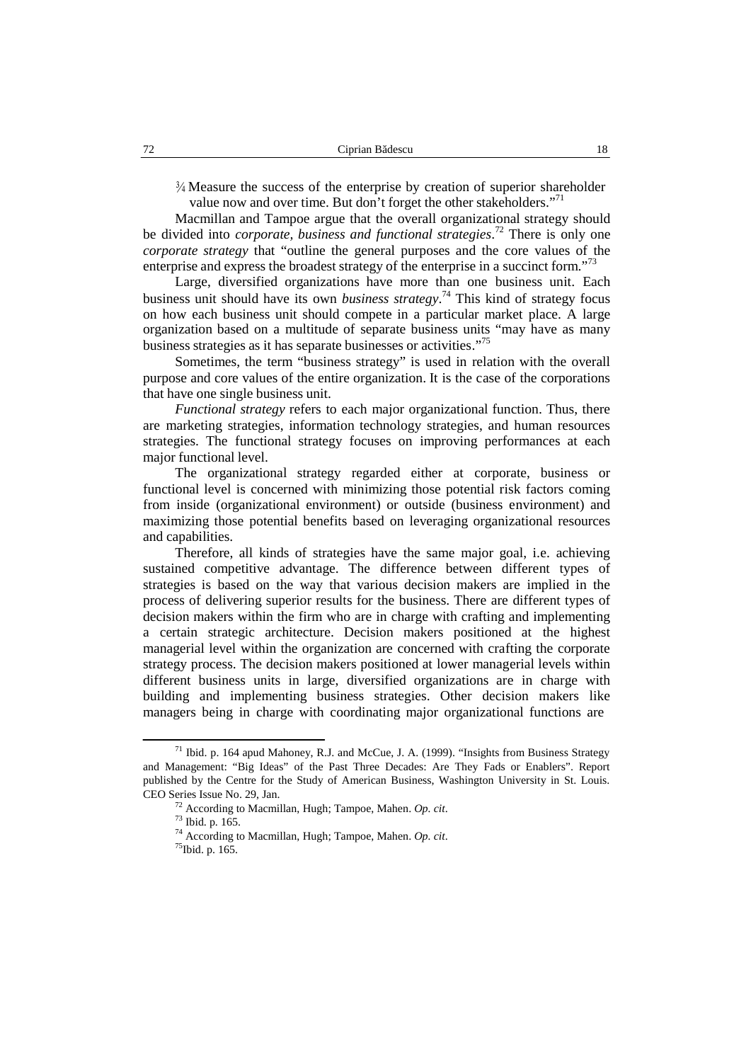¾ Measure the success of the enterprise by creation of superior shareholder value now and over time. But don't forget the other stakeholders."[71]

Macmillan and Tampoe argue that the overall organizational strategy should be divided into *corporate, business and functional strategies*.[72] There is only one *corporate strategy* that "outline the general purposes and the core values of the enterprise and express the broadest strategy of the enterprise in a succinct form."[73]

Large, diversified organizations have more than one business unit. Each business unit should have its own *business strategy*.[74] This kind of strategy focus on how each business unit should compete in a particular market place. A large organization based on a multitude of separate business units "may have as many business strategies as it has separate businesses or activities."[75]

Sometimes, the term "business strategy" is used in relation with the overall purpose and core values of the entire organization. It is the case of the corporations that have one single business unit.

*Functional strategy* refers to each major organizational function. Thus, there are marketing strategies, information technology strategies, and human resources strategies. The functional strategy focuses on improving performances at each major functional level.

The organizational strategy regarded either at corporate, business or functional level is concerned with minimizing those potential risk factors coming from inside (organizational environment) or outside (business environment) and maximizing those potential benefits based on leveraging organizational resources and capabilities.

Therefore, all kinds of strategies have the same major goal, i.e. achieving sustained competitive advantage. The difference between different types of strategies is based on the way that various decision makers are implied in the process of delivering superior results for the business. There are different types of decision makers within the firm who are in charge with crafting and implementing a certain strategic architecture. Decision makers positioned at the highest managerial level within the organization are concerned with crafting the corporate strategy process. The decision makers positioned at lower managerial levels within different business units in large, diversified organizations are in charge with building and implementing business strategies. Other decision makers like managers being in charge with coordinating major organizational functions are

---

[71] Ibid. p. 164 apud Mahoney, R.J. and McCue, J. A. (1999). "Insights from Business Strategy and Management: "Big Ideas" of the Past Three Decades: Are They Fads or Enablers". Report published by the Centre for the Study of American Business, Washington University in St. Louis. CEO Series Issue No. 29, Jan.

[72] According to Macmillan, Hugh; Tampoe, Mahen. *Op. cit*.

[73] Ibid. p. 165.

[74] According to Macmillan, Hugh; Tampoe, Mahen. *Op. cit*.

[75] Ibid. p. 165.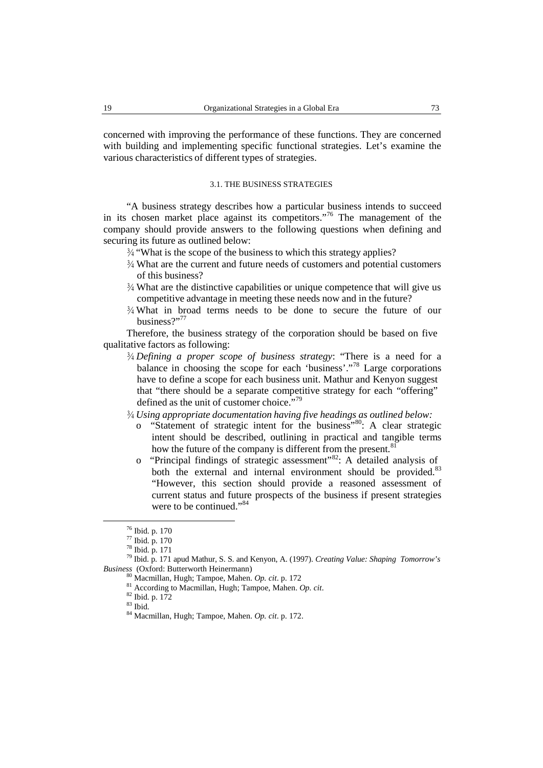concerned with improving the performance of these functions. They are concerned with building and implementing specific functional strategies. Let's examine the various characteristics of different types of strategies.

### 3.1. THE BUSINESS STRATEGIES

"A business strategy describes how a particular business intends to succeed in its chosen market place against its competitors."[76] The management of the company should provide answers to the following questions when defining and securing its future as outlined below:

- "What is the scope of the business to which this strategy applies?
- What are the current and future needs of customers and potential customers of this business?
- What are the distinctive capabilities or unique competence that will give us competitive advantage in meeting these needs now and in the future?
- What in broad terms needs to be done to secure the future of our business?"[77]

Therefore, the business strategy of the corporation should be based on five qualitative factors as following:

- *Defining a proper scope of business strategy*: "There is a need for a balance in choosing the scope for each 'business'."[78] Large corporations have to define a scope for each business unit. Mathur and Kenyon suggest that "there should be a separate competitive strategy for each "offering" defined as the unit of customer choice."[79]
- *Using appropriate documentation having five headings as outlined below:*
  - "Statement of strategic intent for the business"[80]: A clear strategic intent should be described, outlining in practical and tangible terms how the future of the company is different from the present.[81]
  - "Principal findings of strategic assessment"[82]: A detailed analysis of both the external and internal environment should be provided.[83] "However, this section should provide a reasoned assessment of current status and future prospects of the business if present strategies were to be continued."[84]

---

[76] Ibid. p. 170

[77] Ibid. p. 170

[78] Ibid. p. 171

[79] Ibid. p. 171 apud Mathur, S. S. and Kenyon, A. (1997). *Creating Value: Shaping Tomorrow's Business* (Oxford: Butterworth Heinermann)

[80] Macmillan, Hugh; Tampoe, Mahen. *Op. cit*. p. 172

[81] According to Macmillan, Hugh; Tampoe, Mahen. *Op. cit*.

[82] Ibid. p. 172

[83] Ibid.

[84] Macmillan, Hugh; Tampoe, Mahen. *Op. cit*. p. 172.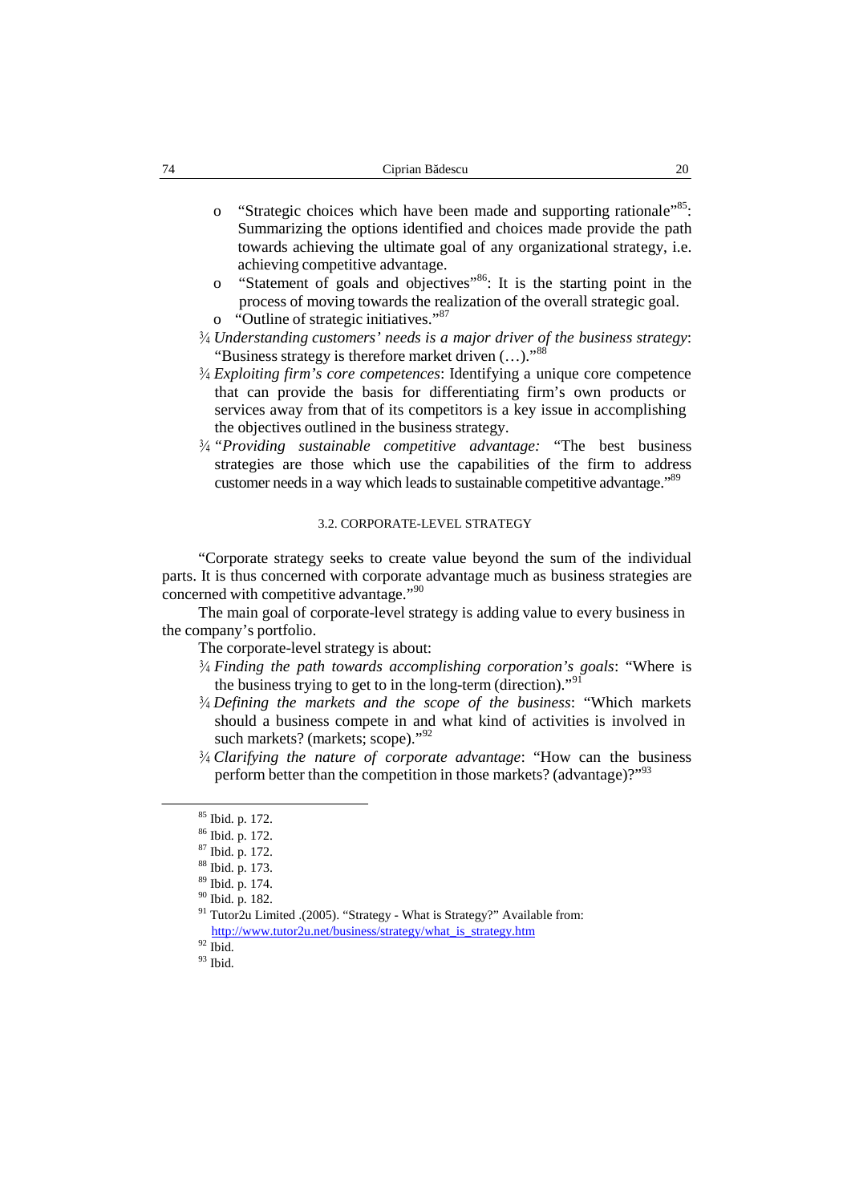- "Strategic choices which have been made and supporting rationale"[85]: Summarizing the options identified and choices made provide the path towards achieving the ultimate goal of any organizational strategy, i.e. achieving competitive advantage.
   - "Statement of goals and objectives"[86]: It is the starting point in the process of moving towards the realization of the overall strategic goal.
   - "Outline of strategic initiatives."[87]
- *Understanding customers' needs is a major driver of the business strategy*: "Business strategy is therefore market driven (…)."[88]
- *Exploiting firm's core competences*: Identifying a unique core competence that can provide the basis for differentiating firm's own products or services away from that of its competitors is a key issue in accomplishing the objectives outlined in the business strategy.
- *"Providing sustainable competitive advantage:* "The best business strategies are those which use the capabilities of the firm to address customer needs in a way which leads to sustainable competitive advantage."[89]

### 3.2. CORPORATE-LEVEL STRATEGY

"Corporate strategy seeks to create value beyond the sum of the individual parts. It is thus concerned with corporate advantage much as business strategies are concerned with competitive advantage."[90]

The main goal of corporate-level strategy is adding value to every business in the company's portfolio.

The corporate-level strategy is about:

- *Finding the path towards accomplishing corporation's goals*: "Where is the business trying to get to in the long-term (direction)."[91]
- *Defining the markets and the scope of the business*: "Which markets should a business compete in and what kind of activities is involved in such markets? (markets; scope)."[92]
- *Clarifying the nature of corporate advantage*: "How can the business perform better than the competition in those markets? (advantage)?"[93]

---

[85] Ibid. p. 172.

[86] Ibid. p. 172.

[87] Ibid. p. 172.

[88] Ibid. p. 173.

[89] Ibid. p. 174.

[90] Ibid. p. 182.

[91] Tutor2u Limited .(2005). "Strategy - What is Strategy?" Available from: http://www.tutor2u.net/business/strategy/what_is_strategy.htm

[92] Ibid.

[93] Ibid.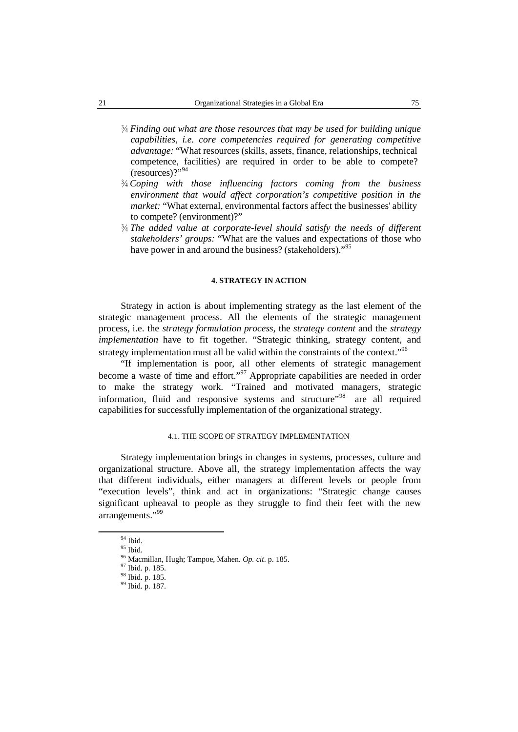- *Finding out what are those resources that may be used for building unique capabilities, i.e. core competencies required for generating competitive advantage:* "What resources (skills, assets, finance, relationships, technical competence, facilities) are required in order to be able to compete? (resources)?"[94]
- *Coping with those influencing factors coming from the business environment that would affect corporation's competitive position in the market:* "What external, environmental factors affect the businesses' ability to compete? (environment)?"
- *The added value at corporate-level should satisfy the needs of different stakeholders' groups:* "What are the values and expectations of those who have power in and around the business? (stakeholders)."[95]

## 4. STRATEGY IN ACTION

Strategy in action is about implementing strategy as the last element of the strategic management process. All the elements of the strategic management process, i.e. the *strategy formulation process*, the *strategy content* and the *strategy implementation* have to fit together. "Strategic thinking, strategy content, and strategy implementation must all be valid within the constraints of the context."[96]

"If implementation is poor, all other elements of strategic management become a waste of time and effort."[97] Appropriate capabilities are needed in order to make the strategy work. "Trained and motivated managers, strategic information, fluid and responsive systems and structure"[98] are all required capabilities for successfully implementation of the organizational strategy.

### 4.1. THE SCOPE OF STRATEGY IMPLEMENTATION

Strategy implementation brings in changes in systems, processes, culture and organizational structure. Above all, the strategy implementation affects the way that different individuals, either managers at different levels or people from "execution levels", think and act in organizations: "Strategic change causes significant upheaval to people as they struggle to find their feet with the new arrangements."[99]

---

[94] Ibid.

[95] Ibid.

[96] Macmillan, Hugh; Tampoe, Mahen. *Op. cit*. p. 185.

[97] Ibid. p. 185.

[98] Ibid. p. 185.

[99] Ibid. p. 187.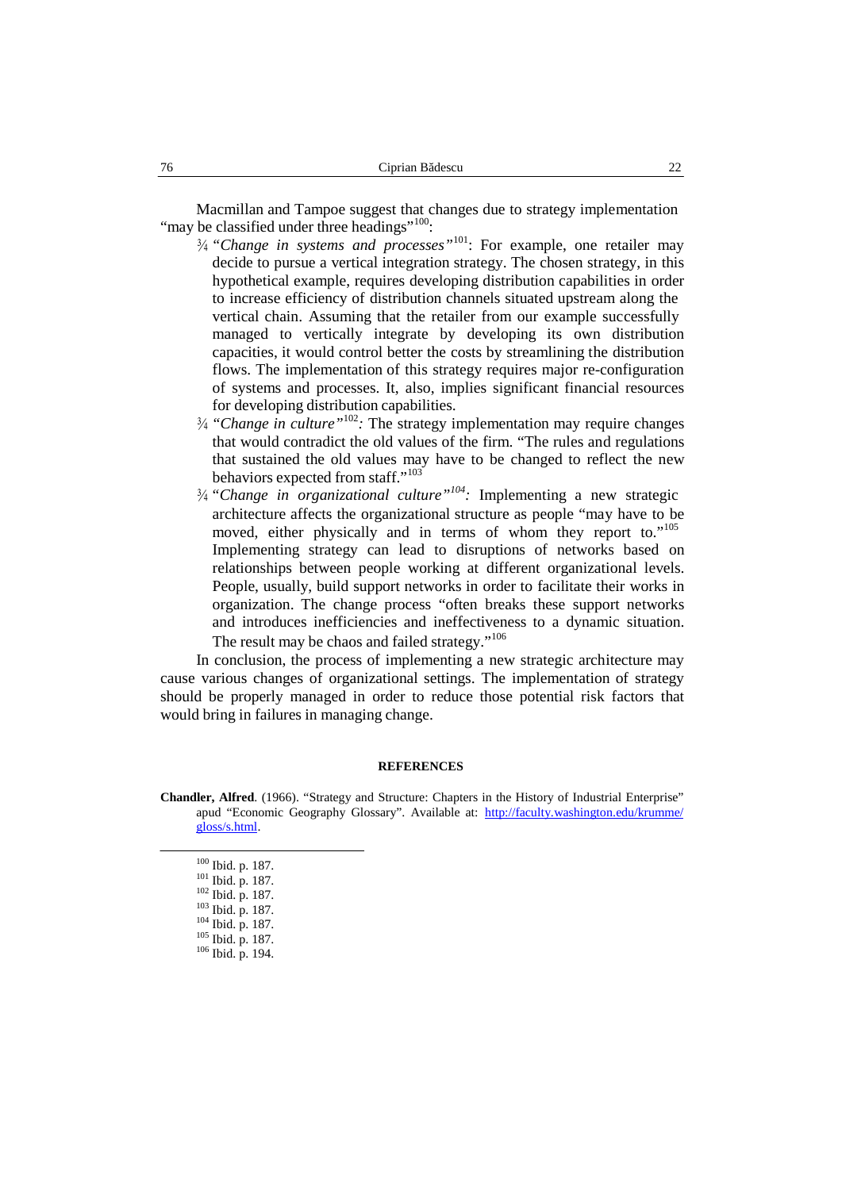Macmillan and Tampoe suggest that changes due to strategy implementation "may be classified under three headings"[100]:

- "*Change in systems and processes*"[101]: For example, one retailer may decide to pursue a vertical integration strategy. The chosen strategy, in this hypothetical example, requires developing distribution capabilities in order to increase efficiency of distribution channels situated upstream along the vertical chain. Assuming that the retailer from our example successfully managed to vertically integrate by developing its own distribution capacities, it would control better the costs by streamlining the distribution flows. The implementation of this strategy requires major re-configuration of systems and processes. It, also, implies significant financial resources for developing distribution capabilities.
- "*Change in culture*"[102]*:* The strategy implementation may require changes that would contradict the old values of the firm. "The rules and regulations that sustained the old values may have to be changed to reflect the new behaviors expected from staff."[103]
- "*Change in organizational culture*"[104]*:* Implementing a new strategic architecture affects the organizational structure as people "may have to be moved, either physically and in terms of whom they report to."[105] Implementing strategy can lead to disruptions of networks based on relationships between people working at different organizational levels. People, usually, build support networks in order to facilitate their works in organization. The change process "often breaks these support networks and introduces inefficiencies and ineffectiveness to a dynamic situation. The result may be chaos and failed strategy."[106]

In conclusion, the process of implementing a new strategic architecture may cause various changes of organizational settings. The implementation of strategy should be properly managed in order to reduce those potential risk factors that would bring in failures in managing change.

## REFERENCES

**Chandler, Alfred**. (1966). "Strategy and Structure: Chapters in the History of Industrial Enterprise" apud "Economic Geography Glossary". Available at: http://faculty.washington.edu/krumme/gloss/s.html.

---

[100] Ibid. p. 187.
[101] Ibid. p. 187.
[102] Ibid. p. 187.
[103] Ibid. p. 187.
[104] Ibid. p. 187.
[105] Ibid. p. 187.
[106] Ibid. p. 194.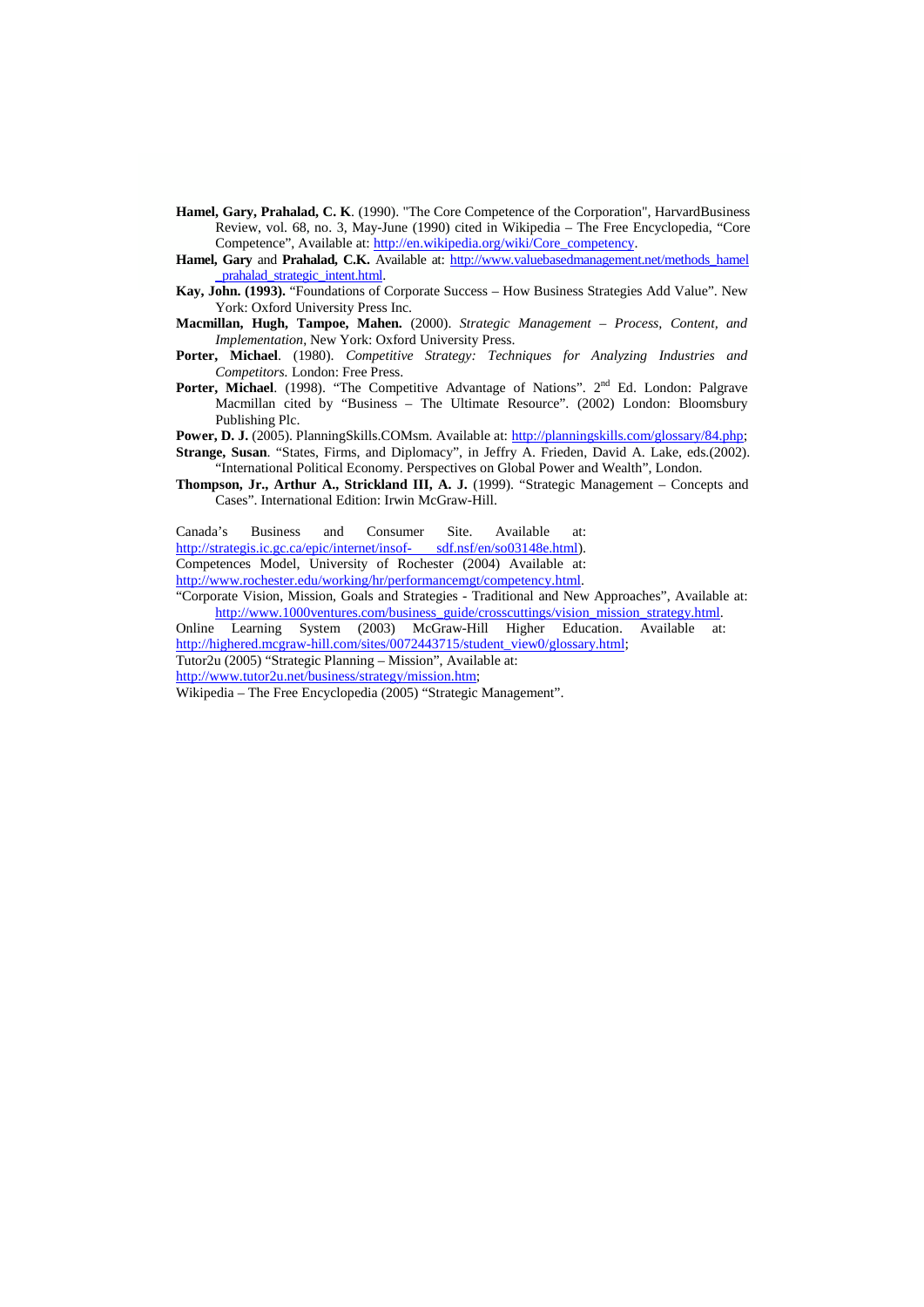**Hamel, Gary, Prahalad, C. K**. (1990). "The Core Competence of the Corporation", HarvardBusiness Review, vol. 68, no. 3, May-June (1990) cited in Wikipedia – The Free Encyclopedia, "Core Competence", Available at: http://en.wikipedia.org/wiki/Core_competency.

**Hamel, Gary** and **Prahalad, C.K.** Available at: http://www.valuebasedmanagement.net/methods_hamel_prahalad_strategic_intent.html.

**Kay, John. (1993).** "Foundations of Corporate Success – How Business Strategies Add Value". New York: Oxford University Press Inc.

**Macmillan, Hugh, Tampoe, Mahen.** (2000). *Strategic Management – Process, Content, and Implementation*, New York: Oxford University Press.

**Porter, Michael**. (1980). *Competitive Strategy: Techniques for Analyzing Industries and Competitors.* London: Free Press.

**Porter, Michael**. (1998). "The Competitive Advantage of Nations". 2nd Ed. London: Palgrave Macmillan cited by "Business – The Ultimate Resource". (2002) London: Bloomsbury Publishing Plc.

**Power, D. J.** (2005). PlanningSkills.COMsm. Available at: http://planningskills.com/glossary/84.php;

**Strange, Susan**. "States, Firms, and Diplomacy", in Jeffry A. Frieden, David A. Lake, eds.(2002). "International Political Economy. Perspectives on Global Power and Wealth", London.

**Thompson, Jr., Arthur A., Strickland III, A. J.** (1999). "Strategic Management – Concepts and Cases". International Edition: Irwin McGraw-Hill.

Canada's Business and Consumer Site. Available at: http://strategis.ic.gc.ca/epic/internet/insof- sdf.nsf/en/so03148e.html).

Competences Model, University of Rochester (2004) Available at: http://www.rochester.edu/working/hr/performancemgt/competency.html.

"Corporate Vision, Mission, Goals and Strategies - Traditional and New Approaches", Available at: http://www.1000ventures.com/business_guide/crosscuttings/vision_mission_strategy.html.

Online Learning System (2003) McGraw-Hill Higher Education. Available at: http://highered.mcgraw-hill.com/sites/0072443715/student_view0/glossary.html;

Tutor2u (2005) "Strategic Planning – Mission", Available at: http://www.tutor2u.net/business/strategy/mission.htm;

Wikipedia – The Free Encyclopedia (2005) "Strategic Management".